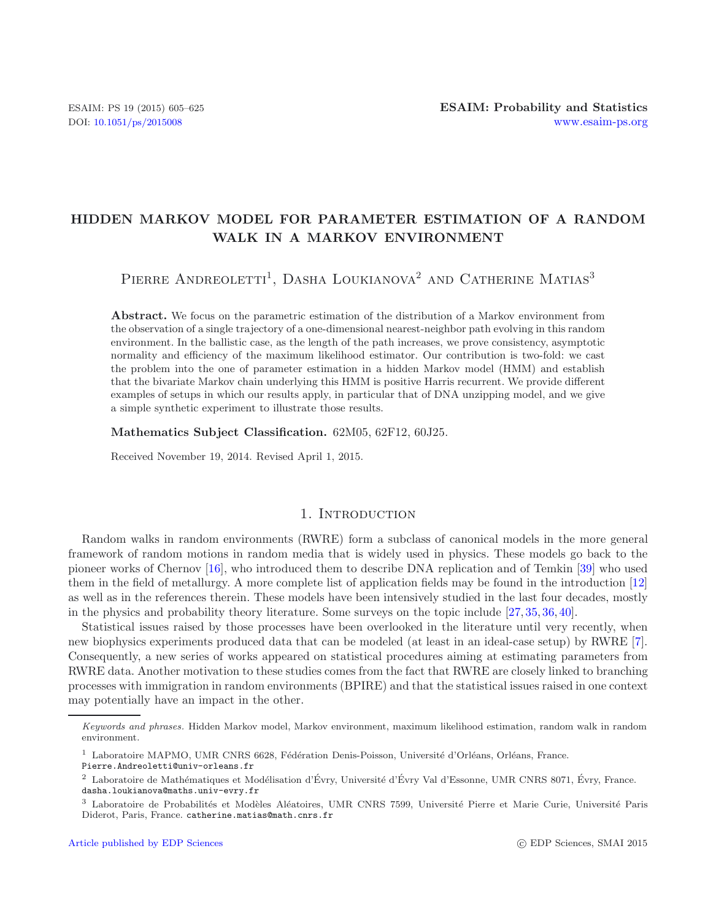# HIDDEN MARKOV MODEL FOR PARAMETER ESTIMATION OF A RANDOM WALK IN A MARKOV ENVIRONMENT

Pierre Andreoletti[1], Dasha Loukianova[2] and Catherine Matias[3]

**Abstract.** We focus on the parametric estimation of the distribution of a Markov environment from the observation of a single trajectory of a one-dimensional nearest-neighbor path evolving in this random environment. In the ballistic case, as the length of the path increases, we prove consistency, asymptotic normality and efficiency of the maximum likelihood estimator. Our contribution is two-fold: we cast the problem into the one of parameter estimation in a hidden Markov model (HMM) and establish that the bivariate Markov chain underlying this HMM is positive Harris recurrent. We provide different examples of setups in which our results apply, in particular that of DNA unzipping model, and we give a simple synthetic experiment to illustrate those results.

**Mathematics Subject Classification.** 62M05, 62F12, 60J25.

Received November 19, 2014. Revised April 1, 2015.

## 1. Introduction

Random walks in random environments (RWRE) form a subclass of canonical models in the more general framework of random motions in random media that is widely used in physics. These models go back to the pioneer works of Chernov [16], who introduced them to describe DNA replication and of Temkin [39] who used them in the field of metallurgy. A more complete list of application fields may be found in the introduction [12] as well as in the references therein. These models have been intensively studied in the last four decades, mostly in the physics and probability theory literature. Some surveys on the topic include [27, 35, 36, 40].

Statistical issues raised by those processes have been overlooked in the literature until very recently, when new biophysics experiments produced data that can be modeled (at least in an ideal-case setup) by RWRE [7]. Consequently, a new series of works appeared on statistical procedures aiming at estimating parameters from RWRE data. Another motivation to these studies comes from the fact that RWRE are closely linked to branching processes with immigration in random environments (BPIRE) and that the statistical issues raised in one context may potentially have an impact in the other.

---

*Keywords and phrases.* Hidden Markov model, Markov environment, maximum likelihood estimation, random walk in random environment.

[1] Laboratoire MAPMO, UMR CNRS 6628, Fédération Denis-Poisson, Université d'Orléans, Orléans, France. Pierre.Andreoletti@univ-orleans.fr

[2] Laboratoire de Mathématiques et Modélisation d'Évry, Université d'Évry Val d'Essonne, UMR CNRS 8071, Évry, France. dasha.loukianova@maths.univ-evry.fr

[3] Laboratoire de Probabilités et Modèles Aléatoires, UMR CNRS 7599, Université Pierre et Marie Curie, Université Paris Diderot, Paris, France. catherine.matias@math.cnrs.fr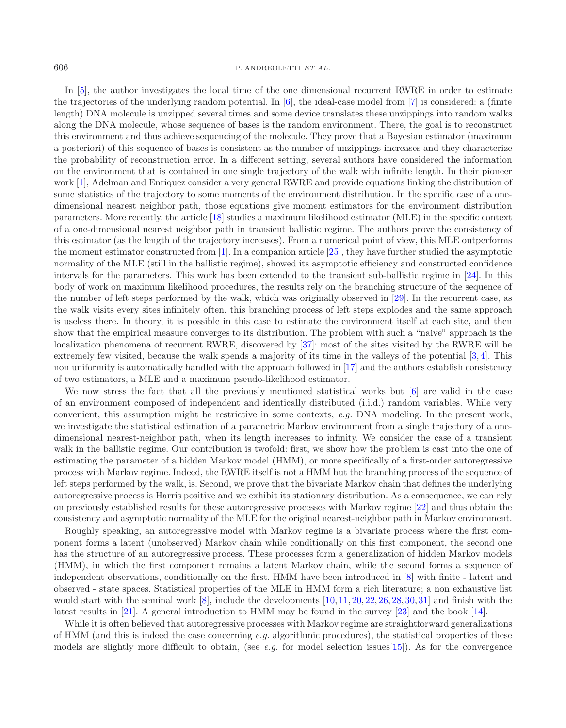In [5], the author investigates the local time of the one dimensional recurrent RWRE in order to estimate the trajectories of the underlying random potential. In [6], the ideal-case model from [7] is considered: a (finite length) DNA molecule is unzipped several times and some device translates these unzippings into random walks along the DNA molecule, whose sequence of bases is the random environment. There, the goal is to reconstruct this environment and thus achieve sequencing of the molecule. They prove that a Bayesian estimator (maximum a posteriori) of this sequence of bases is consistent as the number of unzippings increases and they characterize the probability of reconstruction error. In a different setting, several authors have considered the information on the environment that is contained in one single trajectory of the walk with infinite length. In their pioneer work [1], Adelman and Enriquez consider a very general RWRE and provide equations linking the distribution of some statistics of the trajectory to some moments of the environment distribution. In the specific case of a one-dimensional nearest neighbor path, those equations give moment estimators for the environment distribution parameters. More recently, the article [18] studies a maximum likelihood estimator (MLE) in the specific context of a one-dimensional nearest neighbor path in transient ballistic regime. The authors prove the consistency of this estimator (as the length of the trajectory increases). From a numerical point of view, this MLE outperforms the moment estimator constructed from [1]. In a companion article [25], they have further studied the asymptotic normality of the MLE (still in the ballistic regime), showed its asymptotic efficiency and constructed confidence intervals for the parameters. This work has been extended to the transient sub-ballistic regime in [24]. In this body of work on maximum likelihood procedures, the results rely on the branching structure of the sequence of the number of left steps performed by the walk, which was originally observed in [29]. In the recurrent case, as the walk visits every sites infinitely often, this branching process of left steps explodes and the same approach is useless there. In theory, it is possible in this case to estimate the environment itself at each site, and then show that the empirical measure converges to its distribution. The problem with such a "naive" approach is the localization phenomena of recurrent RWRE, discovered by [37]: most of the sites visited by the RWRE will be extremely few visited, because the walk spends a majority of its time in the valleys of the potential [3, 4]. This non uniformity is automatically handled with the approach followed in [17] and the authors establish consistency of two estimators, a MLE and a maximum pseudo-likelihood estimator.

We now stress the fact that all the previously mentioned statistical works but [6] are valid in the case of an environment composed of independent and identically distributed (i.i.d.) random variables. While very convenient, this assumption might be restrictive in some contexts, *e.g.* DNA modeling. In the present work, we investigate the statistical estimation of a parametric Markov environment from a single trajectory of a one-dimensional nearest-neighbor path, when its length increases to infinity. We consider the case of a transient walk in the ballistic regime. Our contribution is twofold: first, we show how the problem is cast into the one of estimating the parameter of a hidden Markov model (HMM), or more specifically of a first-order autoregressive process with Markov regime. Indeed, the RWRE itself is not a HMM but the branching process of the sequence of left steps performed by the walk, is. Second, we prove that the bivariate Markov chain that defines the underlying autoregressive process is Harris positive and we exhibit its stationary distribution. As a consequence, we can rely on previously established results for these autoregressive processes with Markov regime [22] and thus obtain the consistency and asymptotic normality of the MLE for the original nearest-neighbor path in Markov environment.

Roughly speaking, an autoregressive model with Markov regime is a bivariate process where the first component forms a latent (unobserved) Markov chain while conditionally on this first component, the second one has the structure of an autoregressive process. These processes form a generalization of hidden Markov models (HMM), in which the first component remains a latent Markov chain, while the second forms a sequence of independent observations, conditionally on the first. HMM have been introduced in [8] with finite - latent and observed - state spaces. Statistical properties of the MLE in HMM form a rich literature; a non exhaustive list would start with the seminal work [8], include the developments [10, 11, 20, 22, 26, 28, 30, 31] and finish with the latest results in [21]. A general introduction to HMM may be found in the survey [23] and the book [14].

While it is often believed that autoregressive processes with Markov regime are straightforward generalizations of HMM (and this is indeed the case concerning *e.g.* algorithmic procedures), the statistical properties of these models are slightly more difficult to obtain, (see *e.g.* for model selection issues[15]). As for the convergence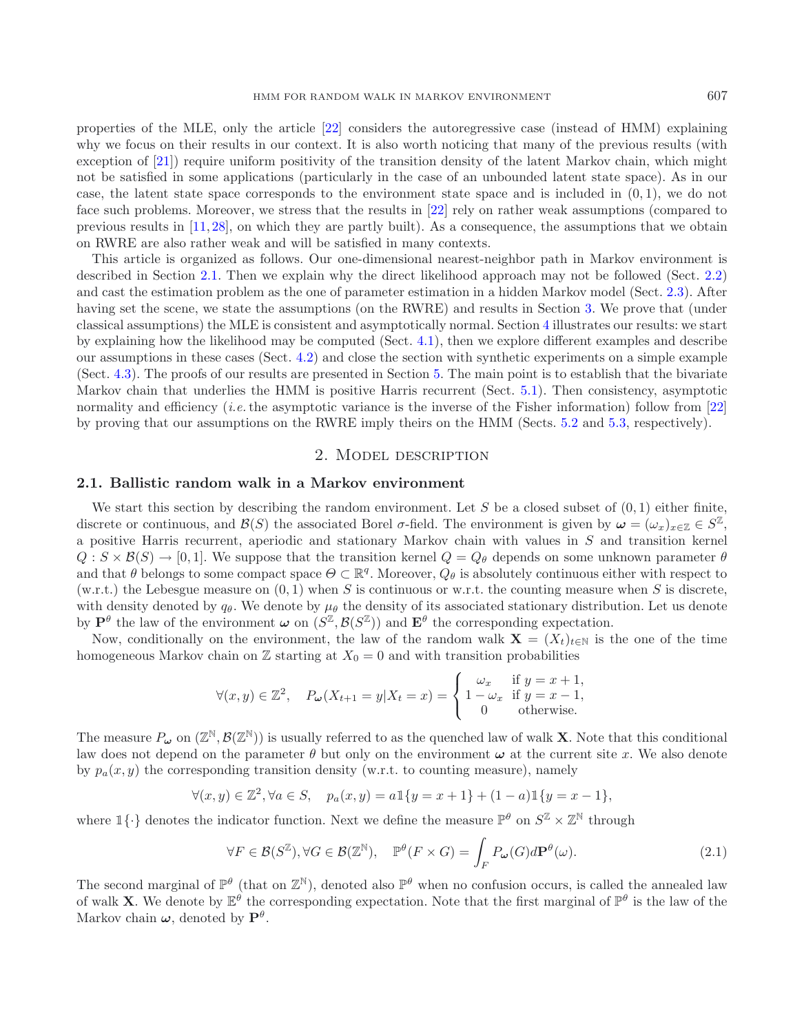properties of the MLE, only the article [22] considers the autoregressive case (instead of HMM) explaining why we focus on their results in our context. It is also worth noticing that many of the previous results (with exception of [21]) require uniform positivity of the transition density of the latent Markov chain, which might not be satisfied in some applications (particularly in the case of an unbounded latent state space). As in our case, the latent state space corresponds to the environment state space and is included in $(0, 1)$, we do not face such problems. Moreover, we stress that the results in [22] rely on rather weak assumptions (compared to previous results in [11, 28], on which they are partly built). As a consequence, the assumptions that we obtain on RWRE are also rather weak and will be satisfied in many contexts.

This article is organized as follows. Our one-dimensional nearest-neighbor path in Markov environment is described in Section 2.1. Then we explain why the direct likelihood approach may not be followed (Sect. 2.2) and cast the estimation problem as the one of parameter estimation in a hidden Markov model (Sect. 2.3). After having set the scene, we state the assumptions (on the RWRE) and results in Section 3. We prove that (under classical assumptions) the MLE is consistent and asymptotically normal. Section 4 illustrates our results: we start by explaining how the likelihood may be computed (Sect. 4.1), then we explore different examples and describe our assumptions in these cases (Sect. 4.2) and close the section with synthetic experiments on a simple example (Sect. 4.3). The proofs of our results are presented in Section 5. The main point is to establish that the bivariate Markov chain that underlies the HMM is positive Harris recurrent (Sect. 5.1). Then consistency, asymptotic normality and efficiency (*i.e.* the asymptotic variance is the inverse of the Fisher information) follow from [22] by proving that our assumptions on the RWRE imply theirs on the HMM (Sects. 5.2 and 5.3, respectively).

## 2. Model description

### 2.1. Ballistic random walk in a Markov environment

We start this section by describing the random environment. Let $S$ be a closed subset of $(0, 1)$ either finite, discrete or continuous, and $\mathcal{B}(S)$ the associated Borel $\sigma$-field. The environment is given by $\boldsymbol{\omega} = (\omega_x)_{x\in\mathbb{Z}} \in S^{\mathbb{Z}}$, a positive Harris recurrent, aperiodic and stationary Markov chain with values in $S$ and transition kernel $Q : S \times \mathcal{B}(S) \to [0, 1]$. We suppose that the transition kernel $Q = Q_\theta$ depends on some unknown parameter $\theta$ and that $\theta$ belongs to some compact space $\Theta \subset \mathbb{R}^q$. Moreover, $Q_\theta$ is absolutely continuous either with respect to (w.r.t.) the Lebesgue measure on $(0, 1)$ when $S$ is continuous or w.r.t. the counting measure when $S$ is discrete, with density denoted by $q_\theta$. We denote by $\mu_\theta$ the density of its associated stationary distribution. Let us denote by $\mathbf{P}^\theta$ the law of the environment $\boldsymbol{\omega}$ on $(S^{\mathbb{Z}}, \mathcal{B}(S^{\mathbb{Z}}))$ and $\mathbf{E}^\theta$ the corresponding expectation.

Now, conditionally on the environment, the law of the random walk $\mathbf{X} = (X_t)_{t\in\mathbb{N}}$ is the one of the time homogeneous Markov chain on $\mathbb{Z}$ starting at $X_0 = 0$ and with transition probabilities

$$\forall (x, y) \in \mathbb{Z}^2, \quad P_{\boldsymbol{\omega}}(X_{t+1} = y | X_t = x) = \begin{cases} \omega_x & \text{if } y = x + 1, \\ 1 - \omega_x & \text{if } y = x - 1, \\ 0 & \text{otherwise.} \end{cases}$$

The measure $P_{\boldsymbol{\omega}}$ on $(\mathbb{Z}^{\mathbb{N}}, \mathcal{B}(\mathbb{Z}^{\mathbb{N}}))$ is usually referred to as the quenched law of walk $\mathbf{X}$. Note that this conditional law does not depend on the parameter $\theta$ but only on the environment $\boldsymbol{\omega}$ at the current site $x$. We also denote by $p_a(x, y)$ the corresponding transition density (w.r.t. to counting measure), namely

$$\forall (x, y) \in \mathbb{Z}^2, \forall a \in S, \quad p_a(x, y) = a\mathbb{1}\{y = x + 1\} + (1 - a)\mathbb{1}\{y = x - 1\},$$

where $\mathbb{1}\{\cdot\}$ denotes the indicator function. Next we define the measure $\mathbb{P}^\theta$ on $S^{\mathbb{Z}} \times \mathbb{Z}^{\mathbb{N}}$ through

$$\forall F \in \mathcal{B}(S^{\mathbb{Z}}), \forall G \in \mathcal{B}(\mathbb{Z}^{\mathbb{N}}), \quad \mathbb{P}^\theta(F \times G) = \int_F P_{\boldsymbol{\omega}}(G) d\mathbf{P}^\theta(\omega). \tag{2.1}$$

The second marginal of $\mathbb{P}^\theta$ (that on $\mathbb{Z}^{\mathbb{N}}$), denoted also $\mathbb{P}^\theta$ when no confusion occurs, is called the annealed law of walk $\mathbf{X}$. We denote by $\mathbb{E}^\theta$ the corresponding expectation. Note that the first marginal of $\mathbb{P}^\theta$ is the law of the Markov chain $\boldsymbol{\omega}$, denoted by $\mathbf{P}^\theta$.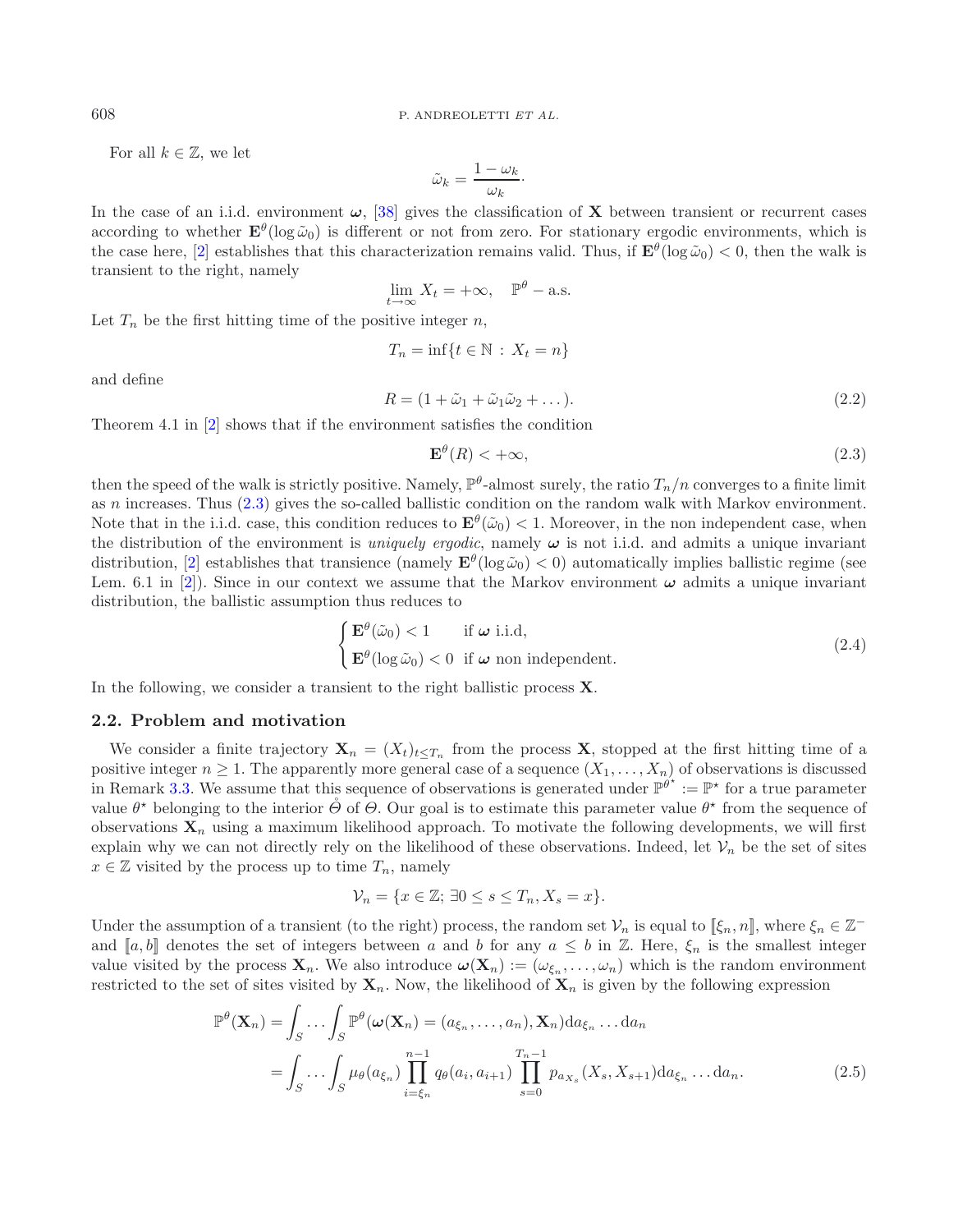For all $k \in \mathbb{Z}$, we let

$$\tilde{\omega}_k = \frac{1-\omega_k}{\omega_k}\cdot$$

In the case of an i.i.d. environment $\boldsymbol{\omega}$, [38] gives the classification of $\mathbf{X}$ between transient or recurrent cases according to whether $\mathbf{E}^\theta(\log \tilde{\omega}_0)$ is different or not from zero. For stationary ergodic environments, which is the case here, [2] establishes that this characterization remains valid. Thus, if $\mathbf{E}^\theta(\log \tilde{\omega}_0) < 0$, then the walk is transient to the right, namely

$$\lim_{t\to\infty} X_t = +\infty, \quad \mathbb{P}^\theta - \text{a.s.}$$

Let $T_n$ be the first hitting time of the positive integer $n$,

$$T_n = \inf\{t \in \mathbb{N} \,:\, X_t = n\}$$

and define

$$R = (1 + \tilde{\omega}_1 + \tilde{\omega}_1\tilde{\omega}_2 + \dots). \tag{2.2}$$

Theorem 4.1 in [2] shows that if the environment satisfies the condition

$$\mathbf{E}^\theta(R) < +\infty, \tag{2.3}$$

then the speed of the walk is strictly positive. Namely, $\mathbb{P}^\theta$-almost surely, the ratio $T_n/n$ converges to a finite limit as $n$ increases. Thus (2.3) gives the so-called ballistic condition on the random walk with Markov environment. Note that in the i.i.d. case, this condition reduces to $\mathbf{E}^\theta(\tilde{\omega}_0) < 1$. Moreover, in the non independent case, when the distribution of the environment is *uniquely ergodic*, namely $\boldsymbol{\omega}$ is not i.i.d. and admits a unique invariant distribution, [2] establishes that transience (namely $\mathbf{E}^\theta(\log \tilde{\omega}_0) < 0$) automatically implies ballistic regime (see Lem. 6.1 in [2]). Since in our context we assume that the Markov environment $\boldsymbol{\omega}$ admits a unique invariant distribution, the ballistic assumption thus reduces to

$$\begin{cases} \mathbf{E}^\theta(\tilde{\omega}_0) < 1 & \text{if } \boldsymbol{\omega} \text{ i.i.d,} \\ \mathbf{E}^\theta(\log \tilde{\omega}_0) < 0 & \text{if } \boldsymbol{\omega} \text{ non independent.} \end{cases} \tag{2.4}$$

In the following, we consider a transient to the right ballistic process $\mathbf{X}$.

## 2.2. Problem and motivation

We consider a finite trajectory $\mathbf{X}_n = (X_t)_{t\le T_n}$ from the process $\mathbf{X}$, stopped at the first hitting time of a positive integer $n \ge 1$. The apparently more general case of a sequence $(X_1, \dots, X_n)$ of observations is discussed in Remark 3.3. We assume that this sequence of observations is generated under $\mathbb{P}^{\theta^\star} := \mathbb{P}^\star$ for a true parameter value $\theta^\star$ belonging to the interior $\mathring{\Theta}$ of $\Theta$. Our goal is to estimate this parameter value $\theta^\star$ from the sequence of observations $\mathbf{X}_n$ using a maximum likelihood approach. To motivate the following developments, we will first explain why we can not directly rely on the likelihood of these observations. Indeed, let $\mathcal{V}_n$ be the set of sites $x \in \mathbb{Z}$ visited by the process up to time $T_n$, namely

$$\mathcal{V}_n = \{x \in \mathbb{Z};\, \exists 0 \le s \le T_n, X_s = x\}.$$

Under the assumption of a transient (to the right) process, the random set $\mathcal{V}_n$ is equal to $[\![\xi_n, n]\!]$, where $\xi_n \in \mathbb{Z}^-$ and $[\![a, b]\!]$ denotes the set of integers between $a$ and $b$ for any $a \le b$ in $\mathbb{Z}$. Here, $\xi_n$ is the smallest integer value visited by the process $\mathbf{X}_n$. We also introduce $\boldsymbol{\omega}(\mathbf{X}_n) := (\omega_{\xi_n}, \dots, \omega_n)$ which is the random environment restricted to the set of sites visited by $\mathbf{X}_n$. Now, the likelihood of $\mathbf{X}_n$ is given by the following expression

$$\begin{aligned} \mathbb{P}^\theta(\mathbf{X}_n) &= \int_S \dots \int_S \mathbb{P}^\theta(\boldsymbol{\omega}(\mathbf{X}_n) = (a_{\xi_n}, \dots, a_n), \mathbf{X}_n)\mathrm{d}a_{\xi_n}\dots\mathrm{d}a_n \\ &= \int_S \dots \int_S \mu_\theta(a_{\xi_n}) \prod_{i=\xi_n}^{n-1} q_\theta(a_i, a_{i+1}) \prod_{s=0}^{T_n-1} p_{a_{X_s}}(X_s, X_{s+1})\mathrm{d}a_{\xi_n}\dots\mathrm{d}a_n. \end{aligned} \tag{2.5}$$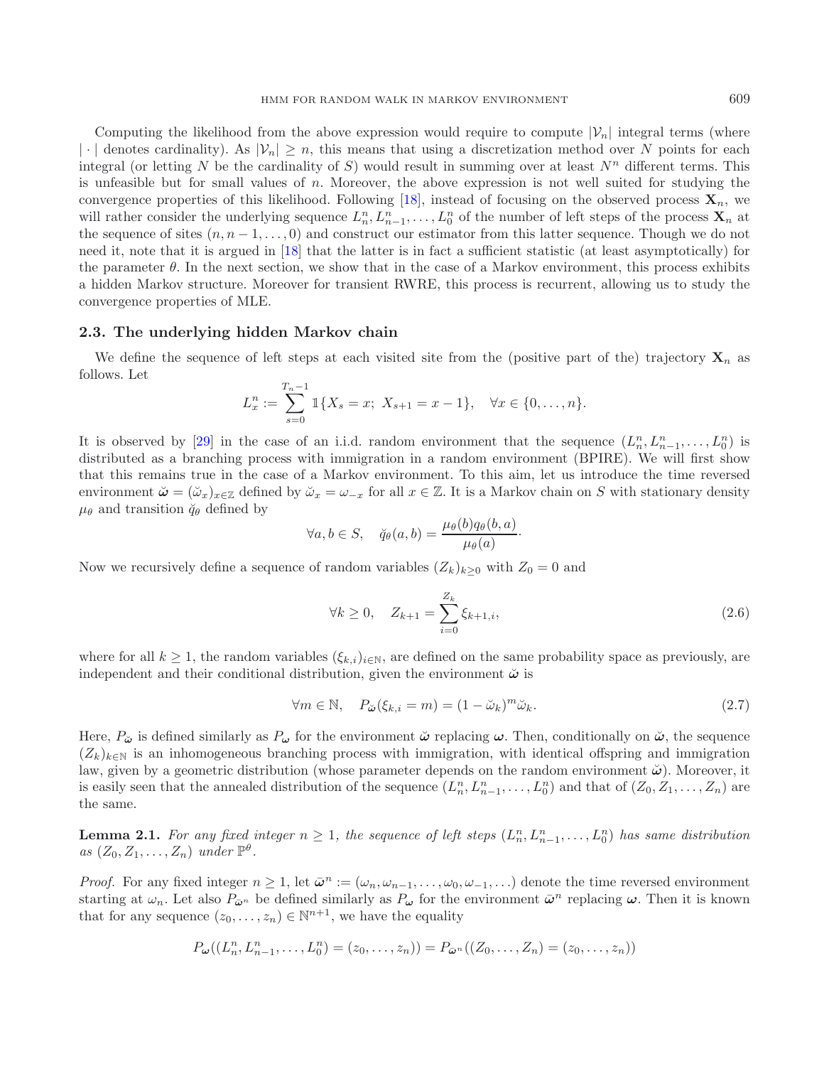Computing the likelihood from the above expression would require to compute $|\mathcal{V}_n|$ integral terms (where $|\cdot|$ denotes cardinality). As $|\mathcal{V}_n| \geq n$, this means that using a discretization method over $N$ points for each integral (or letting $N$ be the cardinality of $S$) would result in summing over at least $N^n$ different terms. This is unfeasible but for small values of $n$. Moreover, the above expression is not well suited for studying the convergence properties of this likelihood. Following [18], instead of focusing on the observed process $\mathbf{X}_n$, we will rather consider the underlying sequence $L_n^n, L_{n-1}^n, \ldots, L_0^n$ of the number of left steps of the process $\mathbf{X}_n$ at the sequence of sites $(n, n-1, \ldots, 0)$ and construct our estimator from this latter sequence. Though we do not need it, note that it is argued in [18] that the latter is in fact a sufficient statistic (at least asymptotically) for the parameter $\theta$. In the next section, we show that in the case of a Markov environment, this process exhibits a hidden Markov structure. Moreover for transient RWRE, this process is recurrent, allowing us to study the convergence properties of MLE.

### 2.3. The underlying hidden Markov chain

We define the sequence of left steps at each visited site from the (positive part of the) trajectory $\mathbf{X}_n$ as follows. Let

$$L_x^n := \sum_{s=0}^{T_n - 1} \mathbb{1}\{X_s = x;\ X_{s+1} = x-1\}, \quad \forall x \in \{0, \ldots, n\}.$$

It is observed by [29] in the case of an i.i.d. random environment that the sequence $(L_n^n, L_{n-1}^n, \ldots, L_0^n)$ is distributed as a branching process with immigration in a random environment (BPIRE). We will first show that this remains true in the case of a Markov environment. To this aim, let us introduce the time reversed environment $\breve{\boldsymbol{\omega}} = (\breve{\omega}_x)_{x\in\mathbb{Z}}$ defined by $\breve{\omega}_x = \omega_{-x}$ for all $x \in \mathbb{Z}$. It is a Markov chain on $S$ with stationary density $\mu_\theta$ and transition $\breve{q}_\theta$ defined by

$$\forall a, b \in S, \quad \breve{q}_\theta(a,b) = \frac{\mu_\theta(b) q_\theta(b,a)}{\mu_\theta(a)}\cdot$$

Now we recursively define a sequence of random variables $(Z_k)_{k\geq 0}$ with $Z_0 = 0$ and

$$\forall k \geq 0, \quad Z_{k+1} = \sum_{i=0}^{Z_k} \xi_{k+1,i}, \tag{2.6}$$

where for all $k \geq 1$, the random variables $(\xi_{k,i})_{i\in\mathbb{N}}$, are defined on the same probability space as previously, are independent and their conditional distribution, given the environment $\breve{\boldsymbol{\omega}}$ is

$$\forall m \in \mathbb{N}, \quad P_{\breve{\boldsymbol{\omega}}}(\xi_{k,i} = m) = (1 - \breve{\omega}_k)^m \breve{\omega}_k. \tag{2.7}$$

Here, $P_{\breve{\boldsymbol{\omega}}}$ is defined similarly as $P_{\boldsymbol{\omega}}$ for the environment $\breve{\boldsymbol{\omega}}$ replacing $\boldsymbol{\omega}$. Then, conditionally on $\breve{\boldsymbol{\omega}}$, the sequence $(Z_k)_{k\in\mathbb{N}}$ is an inhomogeneous branching process with immigration, with identical offspring and immigration law, given by a geometric distribution (whose parameter depends on the random environment $\breve{\boldsymbol{\omega}}$). Moreover, it is easily seen that the annealed distribution of the sequence $(L_n^n, L_{n-1}^n, \ldots, L_0^n)$ and that of $(Z_0, Z_1, \ldots, Z_n)$ are the same.

**Lemma 2.1.** *For any fixed integer $n \geq 1$, the sequence of left steps $(L_n^n, L_{n-1}^n, \ldots, L_0^n)$ has same distribution as $(Z_0, Z_1, \ldots, Z_n)$ under $\mathbb{P}^\theta$.*

*Proof.* For any fixed integer $n \geq 1$, let $\bar{\boldsymbol{\omega}}^n := (\omega_n, \omega_{n-1}, \ldots, \omega_0, \omega_{-1}, \ldots)$ denote the time reversed environment starting at $\omega_n$. Let also $P_{\bar{\boldsymbol{\omega}}^n}$ be defined similarly as $P_{\boldsymbol{\omega}}$ for the environment $\bar{\boldsymbol{\omega}}^n$ replacing $\boldsymbol{\omega}$. Then it is known that for any sequence $(z_0, \ldots, z_n) \in \mathbb{N}^{n+1}$, we have the equality

$$P_{\boldsymbol{\omega}}((L_n^n, L_{n-1}^n, \ldots, L_0^n) = (z_0, \ldots, z_n)) = P_{\bar{\boldsymbol{\omega}}^n}((Z_0, \ldots, Z_n) = (z_0, \ldots, z_n))$$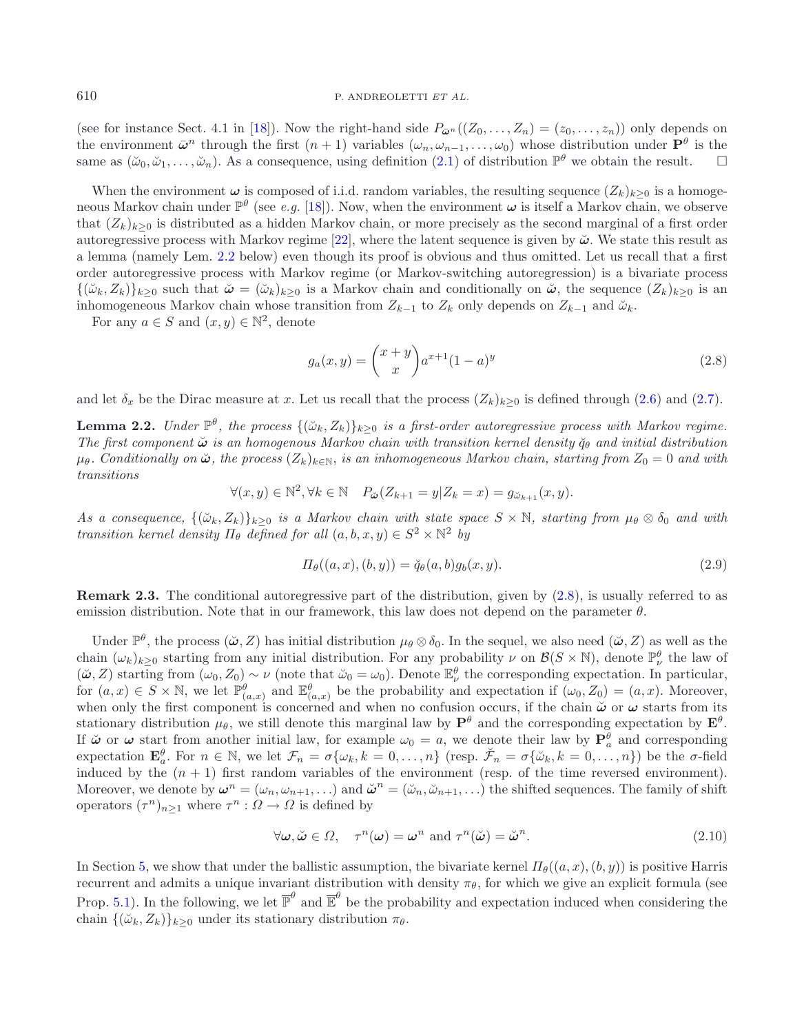(see for instance Sect. 4.1 in [18]). Now the right-hand side $P_{\bar{\boldsymbol{\omega}}^n}((Z_0,\dots,Z_n)=(z_0,\dots,z_n))$ only depends on the environment $\bar{\boldsymbol{\omega}}^n$ through the first $(n+1)$ variables $(\omega_n,\omega_{n-1},\dots,\omega_0)$ whose distribution under $\mathbf{P}^\theta$ is the same as $(\breve{\omega}_0,\breve{\omega}_1,\dots,\breve{\omega}_n)$. As a consequence, using definition (2.1) of distribution $\mathbb{P}^\theta$ we obtain the result. $\square$

When the environment $\boldsymbol{\omega}$ is composed of i.i.d. random variables, the resulting sequence $(Z_k)_{k\geq 0}$ is a homogeneous Markov chain under $\mathbb{P}^\theta$ (see *e.g.* [18]). Now, when the environment $\boldsymbol{\omega}$ is itself a Markov chain, we observe that $(Z_k)_{k\geq 0}$ is distributed as a hidden Markov chain, or more precisely as the second marginal of a first order autoregressive process with Markov regime [22], where the latent sequence is given by $\breve{\boldsymbol{\omega}}$. We state this result as a lemma (namely Lem. 2.2 below) even though its proof is obvious and thus omitted. Let us recall that a first order autoregressive process with Markov regime (or Markov-switching autoregression) is a bivariate process $\{(\breve{\omega}_k, Z_k)\}_{k\geq 0}$ such that $\breve{\boldsymbol{\omega}}=(\breve{\omega}_k)_{k\geq 0}$ is a Markov chain and conditionally on $\breve{\boldsymbol{\omega}}$, the sequence $(Z_k)_{k\geq 0}$ is an inhomogeneous Markov chain whose transition from $Z_{k-1}$ to $Z_k$ only depends on $Z_{k-1}$ and $\breve{\omega}_k$.

For any $a\in S$ and $(x,y)\in\mathbb{N}^2$, denote

$$g_a(x,y)=\binom{x+y}{x}a^{x+1}(1-a)^y \tag{2.8}$$

and let $\delta_x$ be the Dirac measure at $x$. Let us recall that the process $(Z_k)_{k\geq 0}$ is defined through (2.6) and (2.7).

**Lemma 2.2.** *Under $\mathbb{P}^\theta$, the process $\{(\breve{\omega}_k, Z_k)\}_{k\geq 0}$ is a first-order autoregressive process with Markov regime. The first component $\breve{\boldsymbol{\omega}}$ is an homogenous Markov chain with transition kernel density $\breve{q}_\theta$ and initial distribution $\mu_\theta$. Conditionally on $\breve{\boldsymbol{\omega}}$, the process $(Z_k)_{k\in\mathbb{N}}$, is an inhomogeneous Markov chain, starting from $Z_0=0$ and with transitions*

$$\forall (x,y)\in\mathbb{N}^2, \forall k\in\mathbb{N}\quad P_{\breve{\boldsymbol{\omega}}}(Z_{k+1}=y|Z_k=x)=g_{\breve{\omega}_{k+1}}(x,y).$$

*As a consequence, $\{(\breve{\omega}_k, Z_k)\}_{k\geq 0}$ is a Markov chain with state space $S\times\mathbb{N}$, starting from $\mu_\theta\otimes\delta_0$ and with transition kernel density $\Pi_\theta$ defined for all $(a,b,x,y)\in S^2\times\mathbb{N}^2$ by*

$$\Pi_\theta((a,x),(b,y))=\breve{q}_\theta(a,b)g_b(x,y). \tag{2.9}$$

**Remark 2.3.** The conditional autoregressive part of the distribution, given by (2.8), is usually referred to as emission distribution. Note that in our framework, this law does not depend on the parameter $\theta$.

Under $\mathbb{P}^\theta$, the process $(\breve{\boldsymbol{\omega}}, Z)$ has initial distribution $\mu_\theta\otimes\delta_0$. In the sequel, we also need $(\breve{\boldsymbol{\omega}}, Z)$ as well as the chain $(\omega_k)_{k\geq 0}$ starting from any initial distribution. For any probability $\nu$ on $\mathcal{B}(S\times\mathbb{N})$, denote $\mathbb{P}^\theta_\nu$ the law of $(\breve{\boldsymbol{\omega}}, Z)$ starting from $(\omega_0, Z_0)\sim\nu$ (note that $\breve{\omega}_0=\omega_0$). Denote $\mathbb{E}^\theta_\nu$ the corresponding expectation. In particular, for $(a,x)\in S\times\mathbb{N}$, we let $\mathbb{P}^\theta_{(a,x)}$ and $\mathbb{E}^\theta_{(a,x)}$ be the probability and expectation if $(\omega_0,Z_0)=(a,x)$. Moreover, when only the first component is concerned and when no confusion occurs, if the chain $\breve{\boldsymbol{\omega}}$ or $\boldsymbol{\omega}$ starts from its stationary distribution $\mu_\theta$, we still denote this marginal law by $\mathbf{P}^\theta$ and the corresponding expectation by $\mathbf{E}^\theta$. If $\breve{\boldsymbol{\omega}}$ or $\boldsymbol{\omega}$ start from another initial law, for example $\omega_0=a$, we denote their law by $\mathbf{P}^\theta_a$ and corresponding expectation $\mathbf{E}^\theta_a$. For $n\in\mathbb{N}$, we let $\mathcal{F}_n=\sigma\{\omega_k, k=0,\dots,n\}$ (resp. $\breve{\mathcal{F}}_n=\sigma\{\breve{\omega}_k, k=0,\dots,n\}$) be the $\sigma$-field induced by the $(n+1)$ first random variables of the environment (resp. of the time reversed environment). Moreover, we denote by $\boldsymbol{\omega}^n=(\omega_n,\omega_{n+1},\dots)$ and $\breve{\boldsymbol{\omega}}^n=(\breve{\omega}_n,\breve{\omega}_{n+1},\dots)$ the shifted sequences. The family of shift operators $(\tau^n)_{n\geq 1}$ where $\tau^n:\Omega\to\Omega$ is defined by

$$\forall \boldsymbol{\omega},\breve{\boldsymbol{\omega}}\in\Omega,\quad \tau^n(\boldsymbol{\omega})=\boldsymbol{\omega}^n \text{ and } \tau^n(\breve{\boldsymbol{\omega}})=\breve{\boldsymbol{\omega}}^n. \tag{2.10}$$

In Section 5, we show that under the ballistic assumption, the bivariate kernel $\Pi_\theta((a,x),(b,y))$ is positive Harris recurrent and admits a unique invariant distribution with density $\pi_\theta$, for which we give an explicit formula (see Prop. 5.1). In the following, we let $\overline{\mathbb{P}}^\theta$ and $\overline{\mathbb{E}}^\theta$ be the probability and expectation induced when considering the chain $\{(\breve{\omega}_k, Z_k)\}_{k\geq 0}$ under its stationary distribution $\pi_\theta$.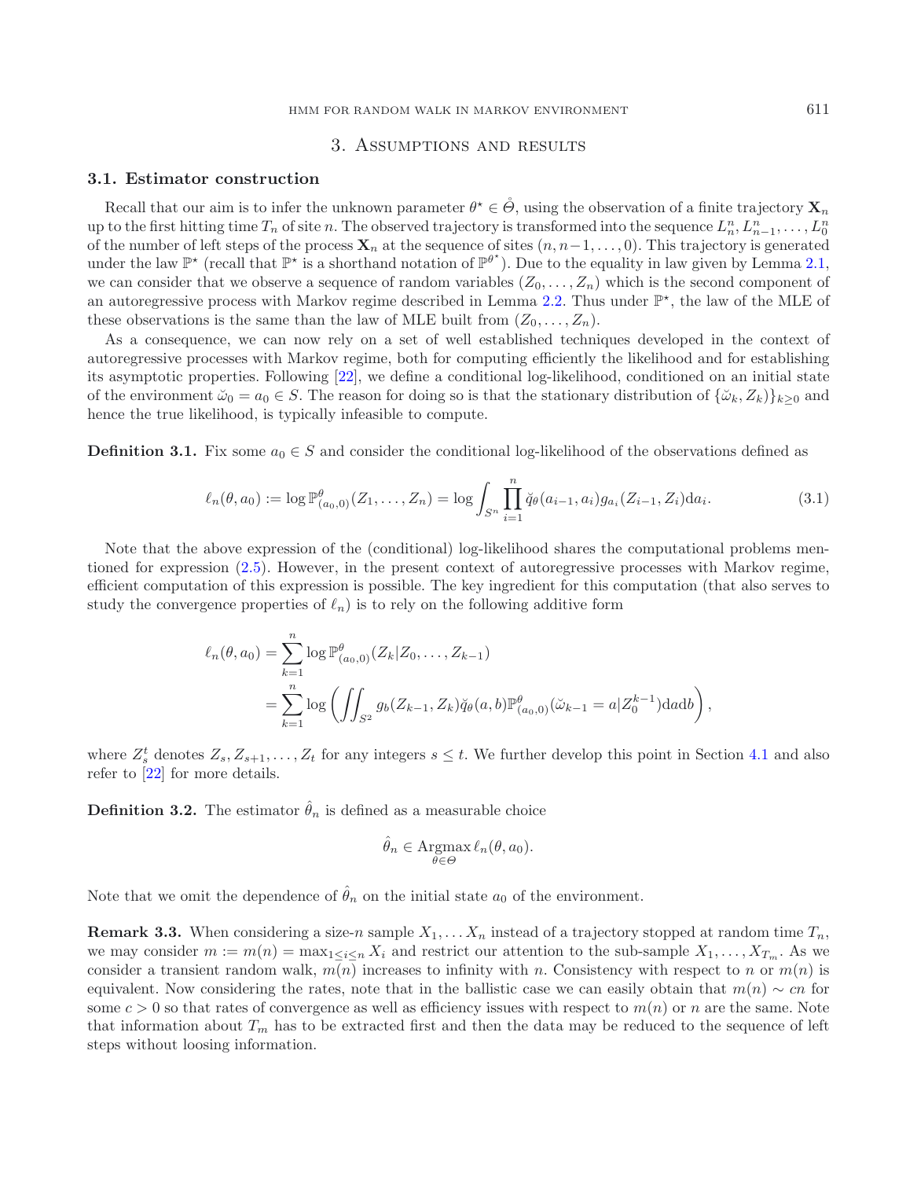## 3. Assumptions and results

### 3.1. Estimator construction

Recall that our aim is to infer the unknown parameter $\theta^\star \in \mathring{\Theta}$, using the observation of a finite trajectory $\mathbf{X}_n$ up to the first hitting time $T_n$ of site $n$. The observed trajectory is transformed into the sequence $L_n^n, L_{n-1}^n, \dots, L_0^n$ of the number of left steps of the process $\mathbf{X}_n$ at the sequence of sites $(n, n-1, \dots, 0)$. This trajectory is generated under the law $\mathbb{P}^\star$ (recall that $\mathbb{P}^\star$ is a shorthand notation of $\mathbb{P}^{\theta^\star}$). Due to the equality in law given by Lemma 2.1, we can consider that we observe a sequence of random variables $(Z_0, \dots, Z_n)$ which is the second component of an autoregressive process with Markov regime described in Lemma 2.2. Thus under $\mathbb{P}^\star$, the law of the MLE of these observations is the same than the law of MLE built from $(Z_0, \dots, Z_n)$.

As a consequence, we can now rely on a set of well established techniques developed in the context of autoregressive processes with Markov regime, both for computing efficiently the likelihood and for establishing its asymptotic properties. Following [22], we define a conditional log-likelihood, conditioned on an initial state of the environment $\breve{\omega}_0 = a_0 \in S$. The reason for doing so is that the stationary distribution of $\{\breve{\omega}_k, Z_k\}_{k\geq 0}$ and hence the true likelihood, is typically infeasible to compute.

**Definition 3.1.** Fix some $a_0 \in S$ and consider the conditional log-likelihood of the observations defined as

$$\ell_n(\theta, a_0) := \log \mathbb{P}^\theta_{(a_0,0)}(Z_1, \dots, Z_n) = \log \int_{S^n} \prod_{i=1}^n \breve{q}_\theta(a_{i-1}, a_i) g_{a_i}(Z_{i-1}, Z_i) \mathrm{d}a_i. \tag{3.1}$$

Note that the above expression of the (conditional) log-likelihood shares the computational problems mentioned for expression (2.5). However, in the present context of autoregressive processes with Markov regime, efficient computation of this expression is possible. The key ingredient for this computation (that also serves to study the convergence properties of $\ell_n$) is to rely on the following additive form

$$\begin{aligned}\ell_n(\theta, a_0) &= \sum_{k=1}^n \log \mathbb{P}^\theta_{(a_0,0)}(Z_k | Z_0, \dots, Z_{k-1}) \\ &= \sum_{k=1}^n \log \left( \iint_{S^2} g_b(Z_{k-1}, Z_k) \breve{q}_\theta(a, b) \mathbb{P}^\theta_{(a_0,0)}(\breve{\omega}_{k-1} = a | Z_0^{k-1}) \mathrm{d}a \mathrm{d}b \right),\end{aligned}$$

where $Z_s^t$ denotes $Z_s, Z_{s+1}, \dots, Z_t$ for any integers $s \leq t$. We further develop this point in Section 4.1 and also refer to [22] for more details.

**Definition 3.2.** The estimator $\hat{\theta}_n$ is defined as a measurable choice

$$\hat{\theta}_n \in \underset{\theta \in \Theta}{\mathrm{Argmax}}\, \ell_n(\theta, a_0).$$

Note that we omit the dependence of $\hat{\theta}_n$ on the initial state $a_0$ of the environment.

**Remark 3.3.** When considering a size-$n$ sample $X_1, \dots X_n$ instead of a trajectory stopped at random time $T_n$, we may consider $m := m(n) = \max_{1\leq i\leq n} X_i$ and restrict our attention to the sub-sample $X_1, \dots, X_{T_m}$. As we consider a transient random walk, $m(n)$ increases to infinity with $n$. Consistency with respect to $n$ or $m(n)$ is equivalent. Now considering the rates, note that in the ballistic case we can easily obtain that $m(n) \sim cn$ for some $c > 0$ so that rates of convergence as well as efficiency issues with respect to $m(n)$ or $n$ are the same. Note that information about $T_m$ has to be extracted first and then the data may be reduced to the sequence of left steps without loosing information.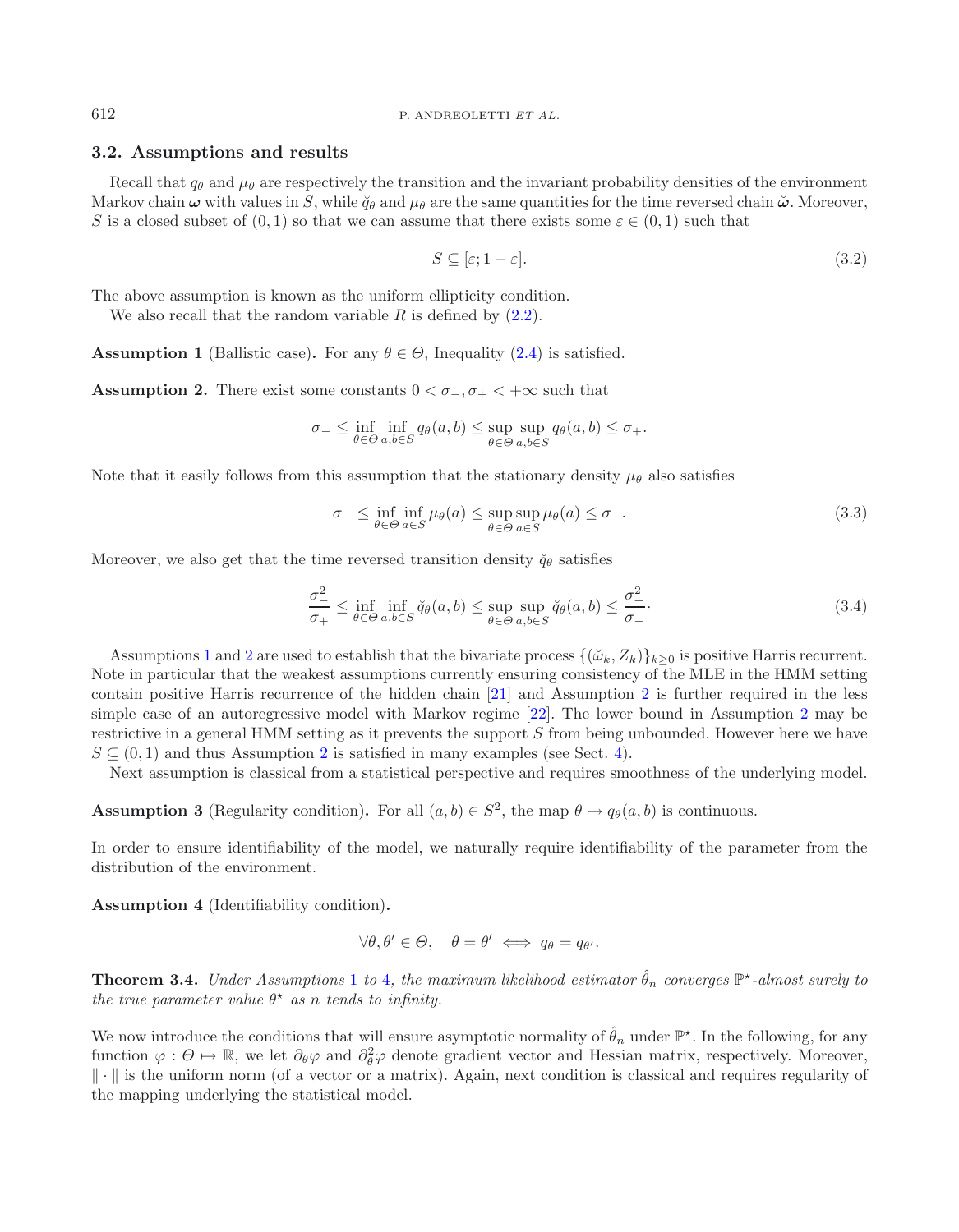### 3.2. Assumptions and results

Recall that $q_\theta$ and $\mu_\theta$ are respectively the transition and the invariant probability densities of the environment Markov chain $\boldsymbol{\omega}$ with values in $S$, while $\check{q}_\theta$ and $\mu_\theta$ are the same quantities for the time reversed chain $\check{\boldsymbol{\omega}}$. Moreover, $S$ is a closed subset of $(0, 1)$ so that we can assume that there exists some $\varepsilon \in (0, 1)$ such that

$$S \subseteq [\varepsilon; 1 - \varepsilon]. \tag{3.2}$$

The above assumption is known as the uniform ellipticity condition.

We also recall that the random variable $R$ is defined by (2.2).

**Assumption 1** (Ballistic case)**.** *For any $\theta \in \Theta$, Inequality (2.4) is satisfied.*

**Assumption 2.** *There exist some constants $0 < \sigma_-, \sigma_+ < +\infty$ such that*

$$\sigma_- \leq \inf_{\theta \in \Theta} \inf_{a,b \in S} q_\theta(a, b) \leq \sup_{\theta \in \Theta} \sup_{a,b \in S} q_\theta(a, b) \leq \sigma_+.$$

Note that it easily follows from this assumption that the stationary density $\mu_\theta$ also satisfies

$$\sigma_- \leq \inf_{\theta \in \Theta} \inf_{a \in S} \mu_\theta(a) \leq \sup_{\theta \in \Theta} \sup_{a \in S} \mu_\theta(a) \leq \sigma_+. \tag{3.3}$$

Moreover, we also get that the time reversed transition density $\check{q}_\theta$ satisfies

$$\frac{\sigma_-^2}{\sigma_+} \leq \inf_{\theta \in \Theta} \inf_{a,b \in S} \check{q}_\theta(a, b) \leq \sup_{\theta \in \Theta} \sup_{a,b \in S} \check{q}_\theta(a, b) \leq \frac{\sigma_+^2}{\sigma_-}. \tag{3.4}$$

Assumptions 1 and 2 are used to establish that the bivariate process $\{(\check{\omega}_k, Z_k)\}_{k \geq 0}$ is positive Harris recurrent. Note in particular that the weakest assumptions currently ensuring consistency of the MLE in the HMM setting contain positive Harris recurrence of the hidden chain [21] and Assumption 2 is further required in the less simple case of an autoregressive model with Markov regime [22]. The lower bound in Assumption 2 may be restrictive in a general HMM setting as it prevents the support $S$ from being unbounded. However here we have $S \subseteq (0, 1)$ and thus Assumption 2 is satisfied in many examples (see Sect. 4).

Next assumption is classical from a statistical perspective and requires smoothness of the underlying model.

**Assumption 3** (Regularity condition)**.** *For all $(a, b) \in S^2$, the map $\theta \mapsto q_\theta(a, b)$ is continuous.*

In order to ensure identifiability of the model, we naturally require identifiability of the parameter from the distribution of the environment.

**Assumption 4** (Identifiability condition)**.**

$$\forall \theta, \theta' \in \Theta, \quad \theta = \theta' \iff q_\theta = q_{\theta'}.$$

**Theorem 3.4.** *Under Assumptions 1 to 4, the maximum likelihood estimator $\hat{\theta}_n$ converges $\mathbb{P}^\star$-almost surely to the true parameter value $\theta^\star$ as $n$ tends to infinity.*

We now introduce the conditions that will ensure asymptotic normality of $\hat{\theta}_n$ under $\mathbb{P}^\star$. In the following, for any function $\varphi : \Theta \mapsto \mathbb{R}$, we let $\partial_\theta \varphi$ and $\partial_\theta^2 \varphi$ denote gradient vector and Hessian matrix, respectively. Moreover, $\| \cdot \|$ is the uniform norm (of a vector or a matrix). Again, next condition is classical and requires regularity of the mapping underlying the statistical model.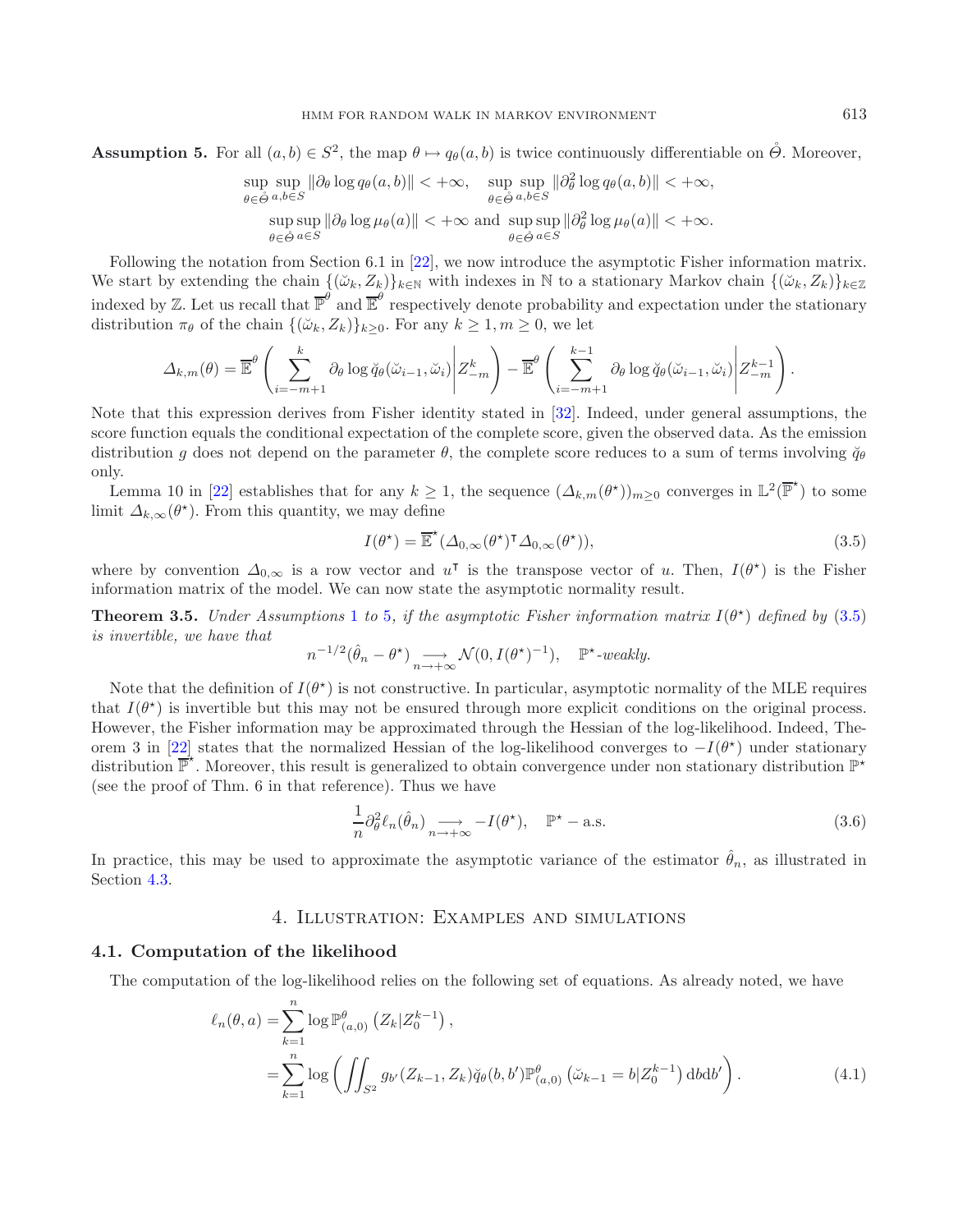**Assumption 5.** For all $(a,b) \in S^2$, the map $\theta \mapsto q_\theta(a,b)$ is twice continuously differentiable on $\mathring{\Theta}$. Moreover,

$$\sup_{\theta\in\mathring{\Theta}} \sup_{a,b\in S} \|\partial_\theta \log q_\theta(a,b)\| < +\infty, \quad \sup_{\theta\in\mathring{\Theta}} \sup_{a,b\in S} \|\partial^2_\theta \log q_\theta(a,b)\| < +\infty,$$

$$\sup_{\theta\in\mathring{\Theta}} \sup_{a\in S} \|\partial_\theta \log \mu_\theta(a)\| < +\infty \text{ and } \sup_{\theta\in\mathring{\Theta}} \sup_{a\in S} \|\partial^2_\theta \log \mu_\theta(a)\| < +\infty.$$

Following the notation from Section 6.1 in [22], we now introduce the asymptotic Fisher information matrix. We start by extending the chain $\{(\breve{\omega}_k, Z_k)\}_{k\in\mathbb{N}}$ with indexes in $\mathbb{N}$ to a stationary Markov chain $\{(\breve{\omega}_k, Z_k)\}_{k\in\mathbb{Z}}$ indexed by $\mathbb{Z}$. Let us recall that $\overline{\mathbb{P}}^\theta$ and $\overline{\mathbb{E}}^\theta$ respectively denote probability and expectation under the stationary distribution $\pi_\theta$ of the chain $\{(\breve{\omega}_k, Z_k)\}_{k\geq 0}$. For any $k \geq 1, m \geq 0$, we let

$$\Delta_{k,m}(\theta) = \overline{\mathbb{E}}^\theta\left(\sum_{i=-m+1}^{k} \partial_\theta \log \breve{q}_\theta(\breve{\omega}_{i-1}, \breve{\omega}_i)\middle| Z_{-m}^{k}\right) - \overline{\mathbb{E}}^\theta\left(\sum_{i=-m+1}^{k-1} \partial_\theta \log \breve{q}_\theta(\breve{\omega}_{i-1}, \breve{\omega}_i)\middle| Z_{-m}^{k-1}\right).$$

Note that this expression derives from Fisher identity stated in [32]. Indeed, under general assumptions, the score function equals the conditional expectation of the complete score, given the observed data. As the emission distribution $g$ does not depend on the parameter $\theta$, the complete score reduces to a sum of terms involving $\breve{q}_\theta$ only.

Lemma 10 in [22] establishes that for any $k \geq 1$, the sequence $(\Delta_{k,m}(\theta^\star))_{m\geq 0}$ converges in $\mathbb{L}^2(\overline{\mathbb{P}}^\star)$ to some limit $\Delta_{k,\infty}(\theta^\star)$. From this quantity, we may define

$$I(\theta^\star) = \overline{\mathbb{E}}^\star(\Delta_{0,\infty}(\theta^\star)^\intercal \Delta_{0,\infty}(\theta^\star)), \tag{3.5}$$

where by convention $\Delta_{0,\infty}$ is a row vector and $u^\intercal$ is the transpose vector of $u$. Then, $I(\theta^\star)$ is the Fisher information matrix of the model. We can now state the asymptotic normality result.

**Theorem 3.5.** *Under Assumptions 1 to 5, if the asymptotic Fisher information matrix $I(\theta^\star)$ defined by (3.5) is invertible, we have that*

$$n^{-1/2}(\hat{\theta}_n - \theta^\star) \underset{n\to+\infty}{\longrightarrow} \mathcal{N}(0, I(\theta^\star)^{-1}), \quad \mathbb{P}^\star\text{-weakly.}$$

Note that the definition of $I(\theta^\star)$ is not constructive. In particular, asymptotic normality of the MLE requires that $I(\theta^\star)$ is invertible but this may not be ensured through more explicit conditions on the original process. However, the Fisher information may be approximated through the Hessian of the log-likelihood. Indeed, Theorem 3 in [22] states that the normalized Hessian of the log-likelihood converges to $-I(\theta^\star)$ under stationary distribution $\overline{\mathbb{P}}^\star$. Moreover, this result is generalized to obtain convergence under non stationary distribution $\mathbb{P}^\star$ (see the proof of Thm. 6 in that reference). Thus we have

$$\frac{1}{n}\partial^2_\theta \ell_n(\hat{\theta}_n) \underset{n\to+\infty}{\longrightarrow} -I(\theta^\star), \quad \mathbb{P}^\star - \text{a.s.} \tag{3.6}$$

In practice, this may be used to approximate the asymptotic variance of the estimator $\hat{\theta}_n$, as illustrated in Section 4.3.

# 4. Illustration: Examples and simulations

## 4.1. Computation of the likelihood

The computation of the log-likelihood relies on the following set of equations. As already noted, we have

$$\begin{aligned}
\ell_n(\theta, a) &= \sum_{k=1}^{n} \log \mathbb{P}^\theta_{(a,0)}\left(Z_k | Z_0^{k-1}\right), \\
&= \sum_{k=1}^{n} \log\left(\iint_{S^2} g_{b'}(Z_{k-1}, Z_k)\breve{q}_\theta(b,b')\mathbb{P}^\theta_{(a,0)}\left(\breve{\omega}_{k-1} = b | Z_0^{k-1}\right) \mathrm{d}b\mathrm{d}b'\right).
\end{aligned} \tag{4.1}$$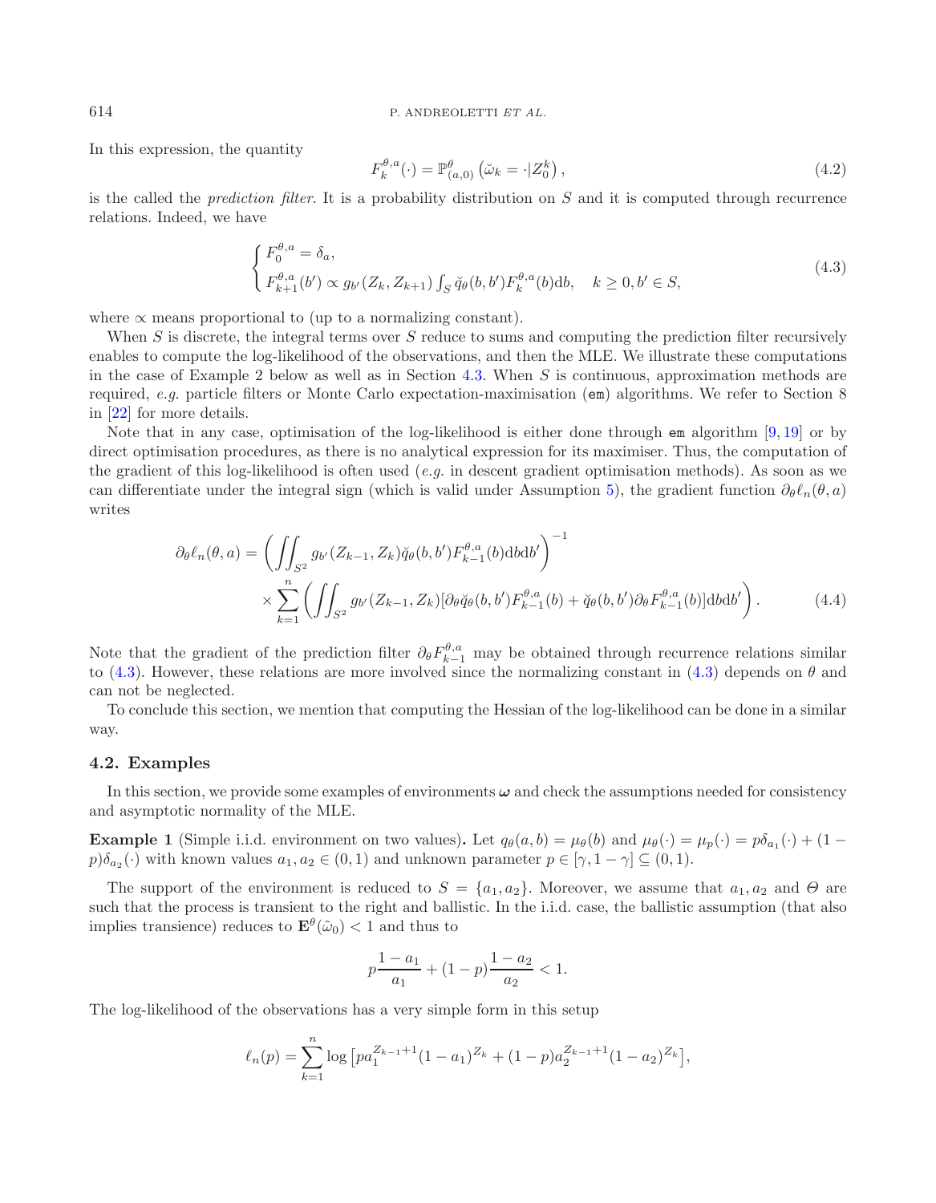In this expression, the quantity

$$F_k^{\theta,a}(\cdot) = \mathbb{P}^{\theta}_{(a,0)}\left(\breve{\omega}_k = \cdot | Z_0^k\right), \tag{4.2}$$

is the called the *prediction filter*. It is a probability distribution on $S$ and it is computed through recurrence relations. Indeed, we have

$$\begin{cases} F_0^{\theta,a} = \delta_a, \\ F_{k+1}^{\theta,a}(b') \propto g_{b'}(Z_k, Z_{k+1}) \int_S \breve{q}_\theta(b,b') F_k^{\theta,a}(b)\mathrm{d}b, \quad k \geq 0, b' \in S, \end{cases} \tag{4.3}$$

where $\propto$ means proportional to (up to a normalizing constant).

When $S$ is discrete, the integral terms over $S$ reduce to sums and computing the prediction filter recursively enables to compute the log-likelihood of the observations, and then the MLE. We illustrate these computations in the case of Example 2 below as well as in Section 4.3. When $S$ is continuous, approximation methods are required, *e.g.* particle filters or Monte Carlo expectation-maximisation (em) algorithms. We refer to Section 8 in [22] for more details.

Note that in any case, optimisation of the log-likelihood is either done through em algorithm [9, 19] or by direct optimisation procedures, as there is no analytical expression for its maximiser. Thus, the computation of the gradient of this log-likelihood is often used (*e.g.* in descent gradient optimisation methods). As soon as we can differentiate under the integral sign (which is valid under Assumption 5), the gradient function $\partial_\theta \ell_n(\theta, a)$ writes

$$\begin{aligned} \partial_\theta \ell_n(\theta,a) = &\left(\iint_{S^2} g_{b'}(Z_{k-1}, Z_k)\breve{q}_\theta(b,b')F_{k-1}^{\theta,a}(b)\mathrm{d}b\mathrm{d}b'\right)^{-1} \\ &\times \sum_{k=1}^n \left(\iint_{S^2} g_{b'}(Z_{k-1}, Z_k)[\partial_\theta \breve{q}_\theta(b,b')F_{k-1}^{\theta,a}(b) + \breve{q}_\theta(b,b')\partial_\theta F_{k-1}^{\theta,a}(b)]\mathrm{d}b\mathrm{d}b'\right). \end{aligned} \tag{4.4}$$

Note that the gradient of the prediction filter $\partial_\theta F_{k-1}^{\theta,a}$ may be obtained through recurrence relations similar to (4.3). However, these relations are more involved since the normalizing constant in (4.3) depends on $\theta$ and can not be neglected.

To conclude this section, we mention that computing the Hessian of the log-likelihood can be done in a similar way.

### 4.2. Examples

In this section, we provide some examples of environments $\boldsymbol{\omega}$ and check the assumptions needed for consistency and asymptotic normality of the MLE.

**Example 1** (Simple i.i.d. environment on two values)**.** Let $q_\theta(a,b) = \mu_\theta(b)$ and $\mu_\theta(\cdot) = \mu_p(\cdot) = p\delta_{a_1}(\cdot) + (1-p)\delta_{a_2}(\cdot)$ with known values $a_1, a_2 \in (0,1)$ and unknown parameter $p \in [\gamma, 1-\gamma] \subseteq (0,1)$.

The support of the environment is reduced to $S = \{a_1, a_2\}$. Moreover, we assume that $a_1, a_2$ and $\Theta$ are such that the process is transient to the right and ballistic. In the i.i.d. case, the ballistic assumption (that also implies transience) reduces to $\mathbf{E}^\theta(\tilde{\omega}_0) < 1$ and thus to

$$p\frac{1-a_1}{a_1} + (1-p)\frac{1-a_2}{a_2} < 1.$$

The log-likelihood of the observations has a very simple form in this setup

$$\ell_n(p) = \sum_{k=1}^n \log\left[p a_1^{Z_{k-1}+1}(1-a_1)^{Z_k} + (1-p)a_2^{Z_{k-1}+1}(1-a_2)^{Z_k}\right],$$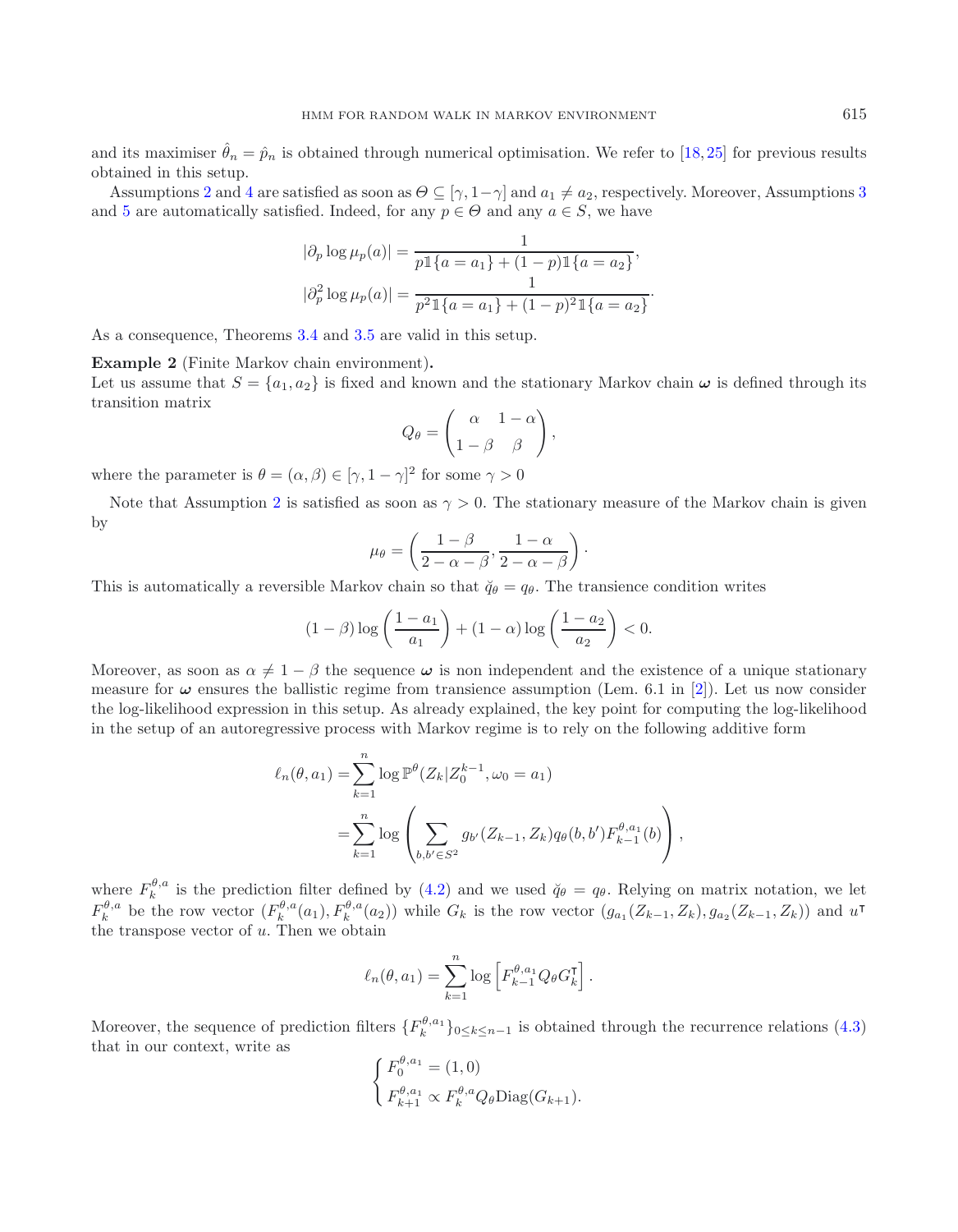and its maximiser $\hat{\theta}_n = \hat{p}_n$ is obtained through numerical optimisation. We refer to [18, 25] for previous results obtained in this setup.

Assumptions 2 and 4 are satisfied as soon as $\Theta \subseteq [\gamma, 1-\gamma]$ and $a_1 \neq a_2$, respectively. Moreover, Assumptions 3 and 5 are automatically satisfied. Indeed, for any $p \in \Theta$ and any $a \in S$, we have

$$
|\partial_p \log \mu_p(a)| = \frac{1}{p\mathbb{1}\{a = a_1\} + (1-p)\mathbb{1}\{a = a_2\}},
$$

$$
|\partial_p^2 \log \mu_p(a)| = \frac{1}{p^2\mathbb{1}\{a = a_1\} + (1-p)^2\mathbb{1}\{a = a_2\}}.
$$

As a consequence, Theorems 3.4 and 3.5 are valid in this setup.

**Example 2** (Finite Markov chain environment)**.**
Let us assume that $S = \{a_1, a_2\}$ is fixed and known and the stationary Markov chain $\boldsymbol{\omega}$ is defined through its transition matrix

$$
Q_\theta = \begin{pmatrix} \alpha & 1-\alpha \\ 1-\beta & \beta \end{pmatrix},
$$

where the parameter is $\theta = (\alpha, \beta) \in [\gamma, 1-\gamma]^2$ for some $\gamma > 0$

Note that Assumption 2 is satisfied as soon as $\gamma > 0$. The stationary measure of the Markov chain is given by

$$
\mu_\theta = \left( \frac{1-\beta}{2-\alpha-\beta}, \frac{1-\alpha}{2-\alpha-\beta} \right).
$$

This is automatically a reversible Markov chain so that $\check{q}_\theta = q_\theta$. The transience condition writes

$$
(1-\beta)\log\left(\frac{1-a_1}{a_1}\right) + (1-\alpha)\log\left(\frac{1-a_2}{a_2}\right) < 0.
$$

Moreover, as soon as $\alpha \neq 1-\beta$ the sequence $\boldsymbol{\omega}$ is non independent and the existence of a unique stationary measure for $\boldsymbol{\omega}$ ensures the ballistic regime from transience assumption (Lem. 6.1 in [2]). Let us now consider the log-likelihood expression in this setup. As already explained, the key point for computing the log-likelihood in the setup of an autoregressive process with Markov regime is to rely on the following additive form

$$
\begin{aligned}
\ell_n(\theta, a_1) &= \sum_{k=1}^{n} \log \mathbb{P}^\theta(Z_k | Z_0^{k-1}, \omega_0 = a_1) \\
&= \sum_{k=1}^{n} \log \left( \sum_{b,b' \in S^2} g_{b'}(Z_{k-1}, Z_k) q_\theta(b, b') F_{k-1}^{\theta, a_1}(b) \right),
\end{aligned}
$$

where $F_k^{\theta,a}$ is the prediction filter defined by (4.2) and we used $\check{q}_\theta = q_\theta$. Relying on matrix notation, we let $F_k^{\theta,a}$ be the row vector $(F_k^{\theta,a}(a_1), F_k^{\theta,a}(a_2))$ while $G_k$ is the row vector $(g_{a_1}(Z_{k-1}, Z_k), g_{a_2}(Z_{k-1}, Z_k))$ and $u^\intercal$ the transpose vector of $u$. Then we obtain

$$
\ell_n(\theta, a_1) = \sum_{k=1}^{n} \log\left[ F_{k-1}^{\theta, a_1} Q_\theta G_k^\intercal \right].
$$

Moreover, the sequence of prediction filters $\{F_k^{\theta,a_1}\}_{0 \le k \le n-1}$ is obtained through the recurrence relations (4.3) that in our context, write as

$$
\begin{cases}
F_0^{\theta, a_1} = (1, 0) \\
F_{k+1}^{\theta, a_1} \propto F_k^{\theta, a} Q_\theta \mathrm{Diag}(G_{k+1}).
\end{cases}
$$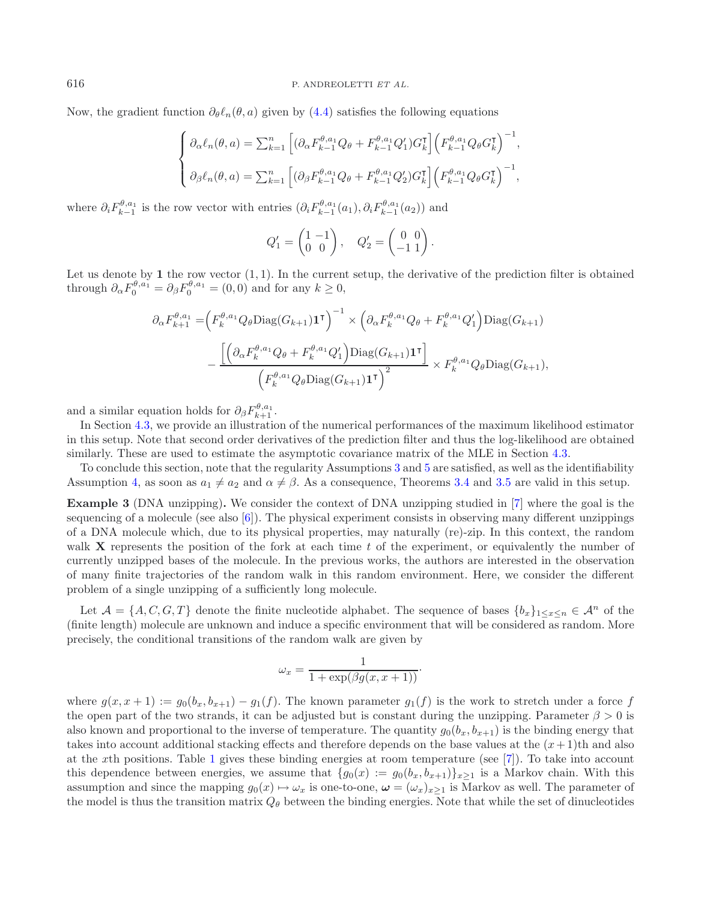Now, the gradient function $\partial_\theta \ell_n(\theta, a)$ given by (4.4) satisfies the following equations

$$
\begin{cases}
\partial_\alpha \ell_n(\theta, a) = \sum_{k=1}^n \left[ (\partial_\alpha F_{k-1}^{\theta,a_1} Q_\theta + F_{k-1}^{\theta,a_1} Q_1') G_k^\intercal \right] \left( F_{k-1}^{\theta,a_1} Q_\theta G_k^\intercal \right)^{-1}, \\
\partial_\beta \ell_n(\theta, a) = \sum_{k=1}^n \left[ (\partial_\beta F_{k-1}^{\theta,a_1} Q_\theta + F_{k-1}^{\theta,a_1} Q_2') G_k^\intercal \right] \left( F_{k-1}^{\theta,a_1} Q_\theta G_k^\intercal \right)^{-1},
\end{cases}
$$

where $\partial_i F_{k-1}^{\theta,a_1}$ is the row vector with entries $(\partial_i F_{k-1}^{\theta,a_1}(a_1), \partial_i F_{k-1}^{\theta,a_1}(a_2))$ and

$$
Q_1' = \begin{pmatrix} 1 & -1 \\ 0 & 0 \end{pmatrix}, \quad Q_2' = \begin{pmatrix} 0 & 0 \\ -1 & 1 \end{pmatrix}.
$$

Let us denote by $\mathbf{1}$ the row vector $(1, 1)$. In the current setup, the derivative of the prediction filter is obtained through $\partial_\alpha F_0^{\theta,a_1} = \partial_\beta F_0^{\theta,a_1} = (0, 0)$ and for any $k \geq 0$,

$$
\begin{aligned}
\partial_\alpha F_{k+1}^{\theta,a_1} = & \left( F_k^{\theta,a_1} Q_\theta \mathrm{Diag}(G_{k+1}) \mathbf{1}^\intercal \right)^{-1} \times \left( \partial_\alpha F_k^{\theta,a_1} Q_\theta + F_k^{\theta,a_1} Q_1' \right) \mathrm{Diag}(G_{k+1}) \\
& - \frac{\left[ \left( \partial_\alpha F_k^{\theta,a_1} Q_\theta + F_k^{\theta,a_1} Q_1' \right) \mathrm{Diag}(G_{k+1}) \mathbf{1}^\intercal \right]}{\left( F_k^{\theta,a_1} Q_\theta \mathrm{Diag}(G_{k+1}) \mathbf{1}^\intercal \right)^2} \times F_k^{\theta,a_1} Q_\theta \mathrm{Diag}(G_{k+1}),
\end{aligned}
$$

and a similar equation holds for $\partial_\beta F_{k+1}^{\theta,a_1}$.

In Section 4.3, we provide an illustration of the numerical performances of the maximum likelihood estimator in this setup. Note that second order derivatives of the prediction filter and thus the log-likelihood are obtained similarly. These are used to estimate the asymptotic covariance matrix of the MLE in Section 4.3.

To conclude this section, note that the regularity Assumptions 3 and 5 are satisfied, as well as the identifiability Assumption 4, as soon as $a_1 \neq a_2$ and $\alpha \neq \beta$. As a consequence, Theorems 3.4 and 3.5 are valid in this setup.

**Example 3** (DNA unzipping)**.** We consider the context of DNA unzipping studied in [7] where the goal is the sequencing of a molecule (see also [6]). The physical experiment consists in observing many different unzippings of a DNA molecule which, due to its physical properties, may naturally (re)-zip. In this context, the random walk $\mathbf{X}$ represents the position of the fork at each time $t$ of the experiment, or equivalently the number of currently unzipped bases of the molecule. In the previous works, the authors are interested in the observation of many finite trajectories of the random walk in this random environment. Here, we consider the different problem of a single unzipping of a sufficiently long molecule.

Let $\mathcal{A} = \{A, C, G, T\}$ denote the finite nucleotide alphabet. The sequence of bases $\{b_x\}_{1 \leq x \leq n} \in \mathcal{A}^n$ of the (finite length) molecule are unknown and induce a specific environment that will be considered as random. More precisely, the conditional transitions of the random walk are given by

$$
\omega_x = \frac{1}{1 + \exp(\beta g(x, x+1))}.
$$

where $g(x, x+1) := g_0(b_x, b_{x+1}) - g_1(f)$. The known parameter $g_1(f)$ is the work to stretch under a force $f$ the open part of the two strands, it can be adjusted but is constant during the unzipping. Parameter $\beta > 0$ is also known and proportional to the inverse of temperature. The quantity $g_0(b_x, b_{x+1})$ is the binding energy that takes into account additional stacking effects and therefore depends on the base values at the $(x+1)$th and also at the $x$th positions. Table 1 gives these binding energies at room temperature (see [7]). To take into account this dependence between energies, we assume that $\{g_0(x) := g_0(b_x, b_{x+1})\}_{x \geq 1}$ is a Markov chain. With this assumption and since the mapping $g_0(x) \mapsto \omega_x$ is one-to-one, $\boldsymbol{\omega} = (\omega_x)_{x \geq 1}$ is Markov as well. The parameter of the model is thus the transition matrix $Q_\theta$ between the binding energies. Note that while the set of dinucleotides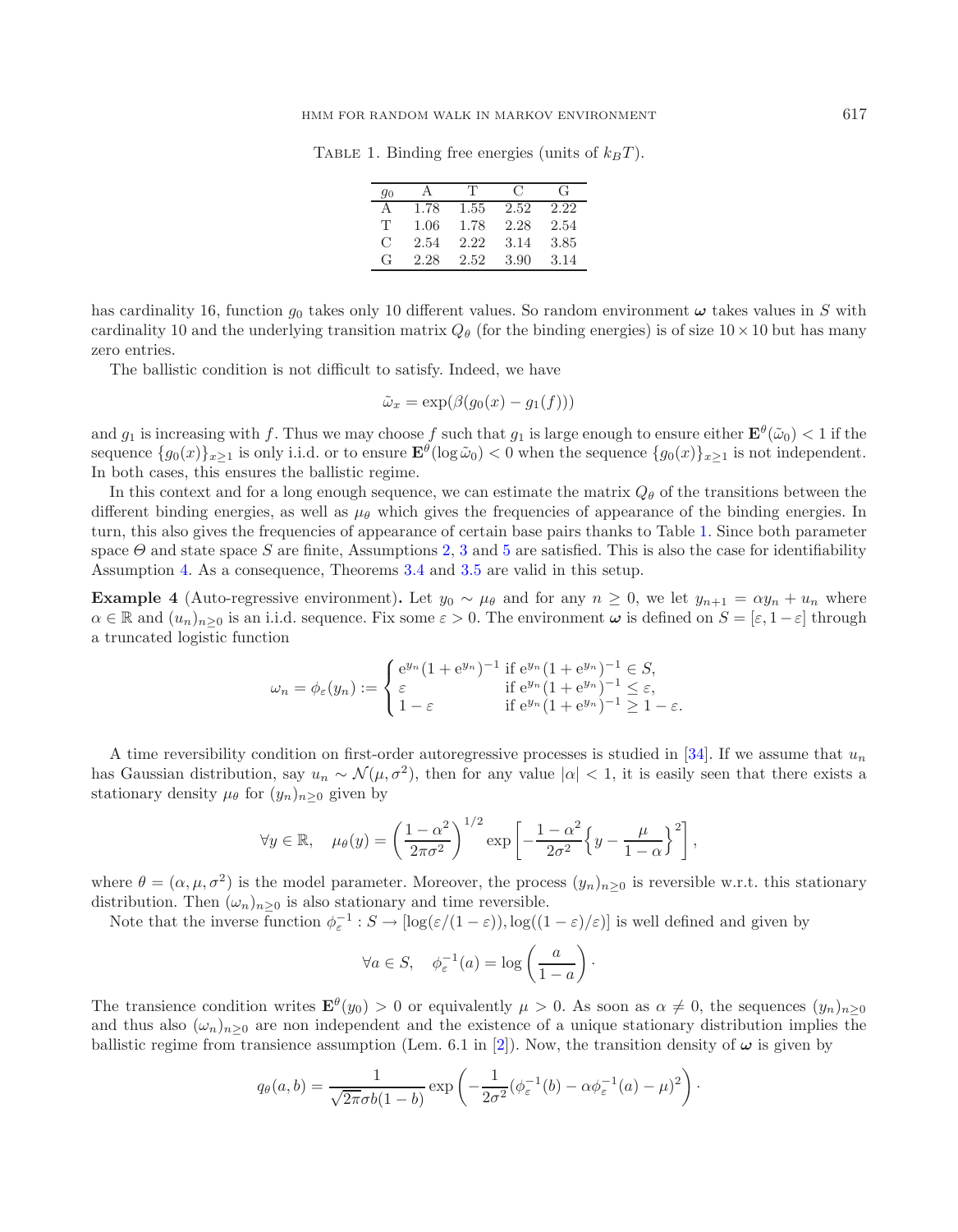TABLE 1. Binding free energies (units of $k_BT$).

| $g_0$ | A | T | C | G |
|---|---|---|---|---|
| A | 1.78 | 1.55 | 2.52 | 2.22 |
| T | 1.06 | 1.78 | 2.28 | 2.54 |
| C | 2.54 | 2.22 | 3.14 | 3.85 |
| G | 2.28 | 2.52 | 3.90 | 3.14 |

has cardinality 16, function $g_0$ takes only 10 different values. So random environment $\boldsymbol{\omega}$ takes values in $S$ with cardinality 10 and the underlying transition matrix $Q_\theta$ (for the binding energies) is of size $10 \times 10$ but has many zero entries.

The ballistic condition is not difficult to satisfy. Indeed, we have

$$\tilde{\omega}_x = \exp(\beta(g_0(x) - g_1(f)))$$

and $g_1$ is increasing with $f$. Thus we may choose $f$ such that $g_1$ is large enough to ensure either $\mathbf{E}^\theta(\tilde{\omega}_0) < 1$ if the sequence $\{g_0(x)\}_{x\geq 1}$ is only i.i.d. or to ensure $\mathbf{E}^\theta(\log \tilde{\omega}_0) < 0$ when the sequence $\{g_0(x)\}_{x\geq 1}$ is not independent. In both cases, this ensures the ballistic regime.

In this context and for a long enough sequence, we can estimate the matrix $Q_\theta$ of the transitions between the different binding energies, as well as $\mu_\theta$ which gives the frequencies of appearance of the binding energies. In turn, this also gives the frequencies of appearance of certain base pairs thanks to Table 1. Since both parameter space $\Theta$ and state space $S$ are finite, Assumptions 2, 3 and 5 are satisfied. This is also the case for identifiability Assumption 4. As a consequence, Theorems 3.4 and 3.5 are valid in this setup.

**Example 4** (Auto-regressive environment)**.** Let $y_0 \sim \mu_\theta$ and for any $n \geq 0$, we let $y_{n+1} = \alpha y_n + u_n$ where $\alpha \in \mathbb{R}$ and $(u_n)_{n\geq 0}$ is an i.i.d. sequence. Fix some $\varepsilon > 0$. The environment $\boldsymbol{\omega}$ is defined on $S = [\varepsilon, 1-\varepsilon]$ through a truncated logistic function

$$\omega_n = \phi_\varepsilon(y_n) := \begin{cases} e^{y_n}(1+e^{y_n})^{-1} & \text{if } e^{y_n}(1+e^{y_n})^{-1} \in S, \\ \varepsilon & \text{if } e^{y_n}(1+e^{y_n})^{-1} \leq \varepsilon, \\ 1-\varepsilon & \text{if } e^{y_n}(1+e^{y_n})^{-1} \geq 1-\varepsilon. \end{cases}$$

A time reversibility condition on first-order autoregressive processes is studied in [34]. If we assume that $u_n$ has Gaussian distribution, say $u_n \sim \mathcal{N}(\mu, \sigma^2)$, then for any value $|\alpha| < 1$, it is easily seen that there exists a stationary density $\mu_\theta$ for $(y_n)_{n\geq 0}$ given by

$$\forall y \in \mathbb{R}, \quad \mu_\theta(y) = \left(\frac{1-\alpha^2}{2\pi\sigma^2}\right)^{1/2} \exp\left[-\frac{1-\alpha^2}{2\sigma^2}\left\{y - \frac{\mu}{1-\alpha}\right\}^2\right],$$

where $\theta = (\alpha, \mu, \sigma^2)$ is the model parameter. Moreover, the process $(y_n)_{n\geq 0}$ is reversible w.r.t. this stationary distribution. Then $(\omega_n)_{n\geq 0}$ is also stationary and time reversible.

Note that the inverse function $\phi_\varepsilon^{-1} : S \to [\log(\varepsilon/(1-\varepsilon)), \log((1-\varepsilon)/\varepsilon)]$ is well defined and given by

$$\forall a \in S, \quad \phi_\varepsilon^{-1}(a) = \log\left(\frac{a}{1-a}\right)\cdot$$

The transience condition writes $\mathbf{E}^\theta(y_0) > 0$ or equivalently $\mu > 0$. As soon as $\alpha \neq 0$, the sequences $(y_n)_{n\geq 0}$ and thus also $(\omega_n)_{n\geq 0}$ are non independent and the existence of a unique stationary distribution implies the ballistic regime from transience assumption (Lem. 6.1 in [2]). Now, the transition density of $\boldsymbol{\omega}$ is given by

$$q_\theta(a, b) = \frac{1}{\sqrt{2\pi}\sigma b(1-b)} \exp\left(-\frac{1}{2\sigma^2}(\phi_\varepsilon^{-1}(b) - \alpha\phi_\varepsilon^{-1}(a) - \mu)^2\right)\cdot$$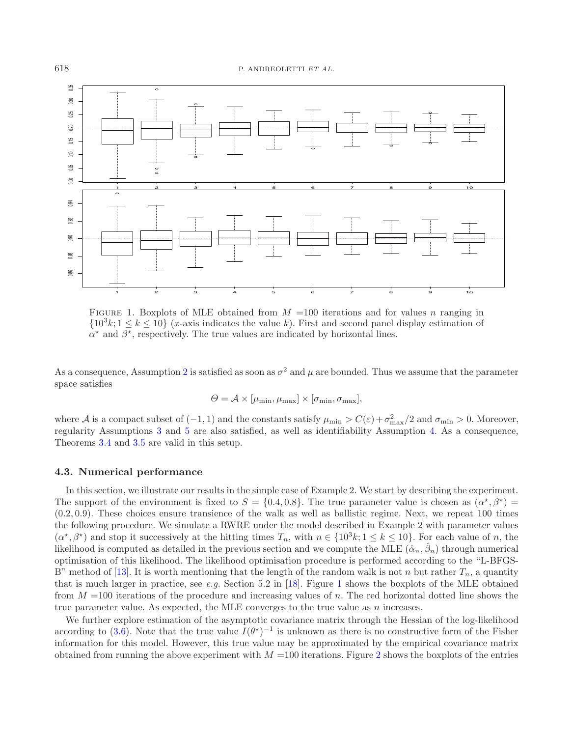FIGURE 1. Boxplots of MLE obtained from $M$ =100 iterations and for values $n$ ranging in $\{10^3k; 1 \leq k \leq 10\}$ ($x$-axis indicates the value $k$). First and second panel display estimation of $\alpha^\star$ and $\beta^\star$, respectively. The true values are indicated by horizontal lines.

As a consequence, Assumption 2 is satisfied as soon as $\sigma^2$ and $\mu$ are bounded. Thus we assume that the parameter space satisfies

$$\Theta = \mathcal{A} \times [\mu_{\min}, \mu_{\max}] \times [\sigma_{\min}, \sigma_{\max}],$$

where $\mathcal{A}$ is a compact subset of $(-1, 1)$ and the constants satisfy $\mu_{\min} > C(\varepsilon) + \sigma_{\max}^2/2$ and $\sigma_{\min} > 0$. Moreover, regularity Assumptions 3 and 5 are also satisfied, as well as identifiability Assumption 4. As a consequence, Theorems 3.4 and 3.5 are valid in this setup.

### 4.3. Numerical performance

In this section, we illustrate our results in the simple case of Example 2. We start by describing the experiment. The support of the environment is fixed to $S = \{0.4, 0.8\}$. The true parameter value is chosen as $(\alpha^\star, \beta^\star) = (0.2, 0.9)$. These choices ensure transience of the walk as well as ballistic regime. Next, we repeat 100 times the following procedure. We simulate a RWRE under the model described in Example 2 with parameter values $(\alpha^\star, \beta^\star)$ and stop it successively at the hitting times $T_n$, with $n \in \{10^3k; 1 \leq k \leq 10\}$. For each value of $n$, the likelihood is computed as detailed in the previous section and we compute the MLE $(\hat{\alpha}_n, \hat{\beta}_n)$ through numerical optimisation of this likelihood. The likelihood optimisation procedure is performed according to the "L-BFGS-B" method of [13]. It is worth mentioning that the length of the random walk is not $n$ but rather $T_n$, a quantity that is much larger in practice, see *e.g.* Section 5.2 in [18]. Figure 1 shows the boxplots of the MLE obtained from $M$ =100 iterations of the procedure and increasing values of $n$. The red horizontal dotted line shows the true parameter value. As expected, the MLE converges to the true value as $n$ increases.

We further explore estimation of the asymptotic covariance matrix through the Hessian of the log-likelihood according to (3.6). Note that the true value $I(\theta^\star)^{-1}$ is unknown as there is no constructive form of the Fisher information for this model. However, this true value may be approximated by the empirical covariance matrix obtained from running the above experiment with $M$ =100 iterations. Figure 2 shows the boxplots of the entries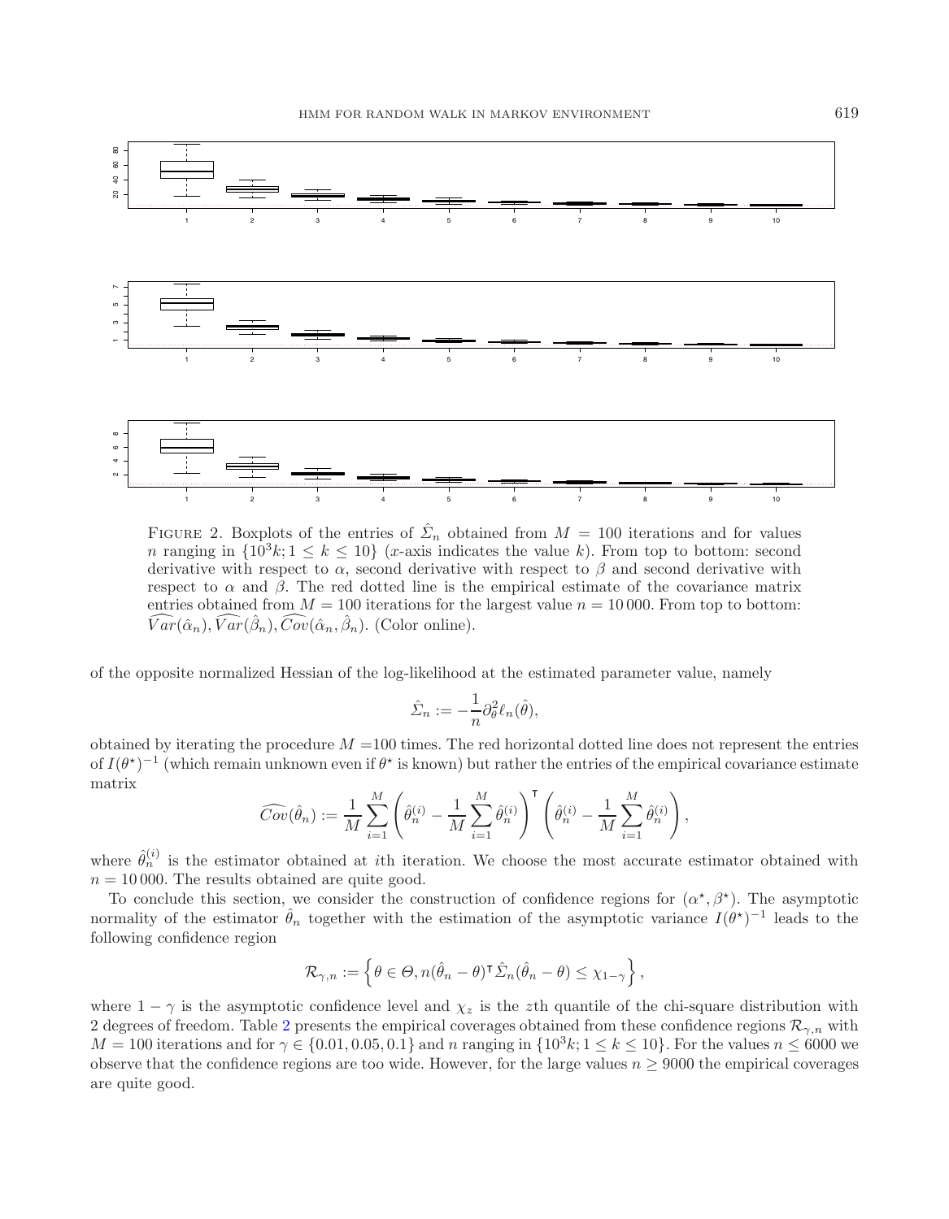FIGURE 2. Boxplots of the entries of $\hat{\Sigma}_n$ obtained from $M = 100$ iterations and for values $n$ ranging in $\{10^3 k; 1 \leq k \leq 10\}$ ($x$-axis indicates the value $k$). From top to bottom: second derivative with respect to $\alpha$, second derivative with respect to $\beta$ and second derivative with respect to $\alpha$ and $\beta$. The red dotted line is the empirical estimate of the covariance matrix entries obtained from $M = 100$ iterations for the largest value $n = 10\,000$. From top to bottom: $\widehat{Var}(\hat{\alpha}_n), \widehat{Var}(\hat{\beta}_n), \widehat{Cov}(\hat{\alpha}_n, \hat{\beta}_n)$. (Color online).

of the opposite normalized Hessian of the log-likelihood at the estimated parameter value, namely

$$\hat{\Sigma}_n := -\frac{1}{n}\partial_\theta^2 \ell_n(\hat{\theta}),$$

obtained by iterating the procedure $M$ =100 times. The red horizontal dotted line does not represent the entries of $I(\theta^\star)^{-1}$ (which remain unknown even if $\theta^\star$ is known) but rather the entries of the empirical covariance estimate matrix

$$\widehat{Cov}(\hat{\theta}_n) := \frac{1}{M}\sum_{i=1}^{M}\left(\hat{\theta}_n^{(i)} - \frac{1}{M}\sum_{i=1}^{M}\hat{\theta}_n^{(i)}\right)^{\intercal}\left(\hat{\theta}_n^{(i)} - \frac{1}{M}\sum_{i=1}^{M}\hat{\theta}_n^{(i)}\right),$$

where $\hat{\theta}_n^{(i)}$ is the estimator obtained at $i$th iteration. We choose the most accurate estimator obtained with $n = 10\,000$. The results obtained are quite good.

To conclude this section, we consider the construction of confidence regions for $(\alpha^\star, \beta^\star)$. The asymptotic normality of the estimator $\hat{\theta}_n$ together with the estimation of the asymptotic variance $I(\theta^\star)^{-1}$ leads to the following confidence region

$$\mathcal{R}_{\gamma,n} := \left\{\theta \in \Theta, n(\hat{\theta}_n - \theta)^{\intercal}\hat{\Sigma}_n(\hat{\theta}_n - \theta) \leq \chi_{1-\gamma}\right\},$$

where $1 - \gamma$ is the asymptotic confidence level and $\chi_z$ is the $z$th quantile of the chi-square distribution with 2 degrees of freedom. Table 2 presents the empirical coverages obtained from these confidence regions $\mathcal{R}_{\gamma,n}$ with $M = 100$ iterations and for $\gamma \in \{0.01, 0.05, 0.1\}$ and $n$ ranging in $\{10^3 k; 1 \leq k \leq 10\}$. For the values $n \leq 6000$ we observe that the confidence regions are too wide. However, for the large values $n \geq 9000$ the empirical coverages are quite good.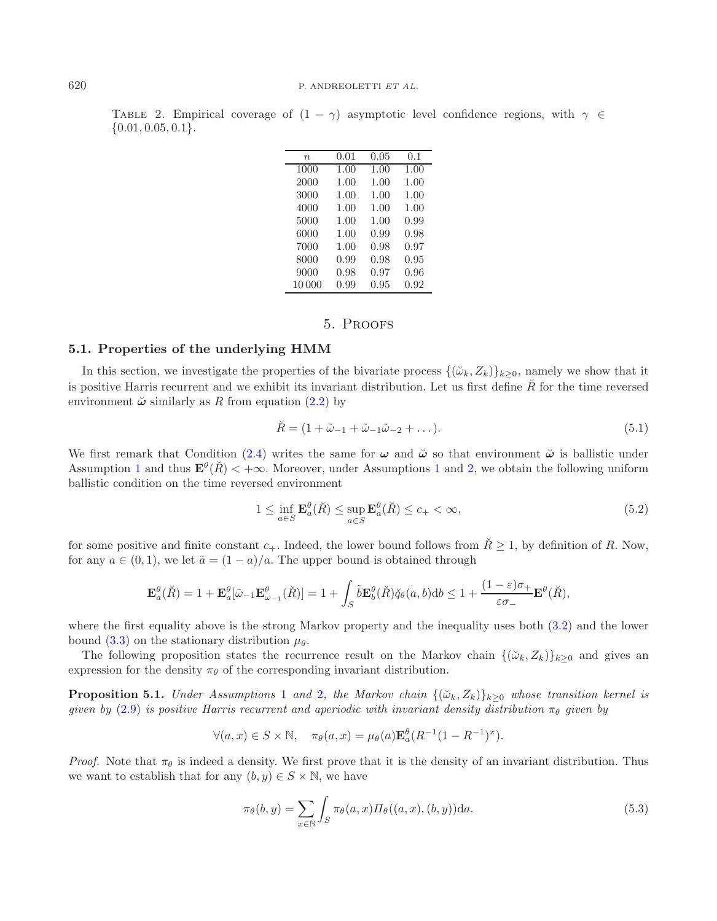TABLE 2. Empirical coverage of $(1 - \gamma)$ asymptotic level confidence regions, with $\gamma \in \{0.01, 0.05, 0.1\}$.

| $n$ | 0.01 | 0.05 | 0.1 |
|---|---|---|---|
| 1000 | 1.00 | 1.00 | 1.00 |
| 2000 | 1.00 | 1.00 | 1.00 |
| 3000 | 1.00 | 1.00 | 1.00 |
| 4000 | 1.00 | 1.00 | 1.00 |
| 5000 | 1.00 | 1.00 | 0.99 |
| 6000 | 1.00 | 0.99 | 0.98 |
| 7000 | 1.00 | 0.98 | 0.97 |
| 8000 | 0.99 | 0.98 | 0.95 |
| 9000 | 0.98 | 0.97 | 0.96 |
| 10 000 | 0.99 | 0.95 | 0.92 |

# 5. Proofs

## 5.1. Properties of the underlying HMM

In this section, we investigate the properties of the bivariate process $\{(\breve{\omega}_k, Z_k)\}_{k\geq 0}$, namely we show that it is positive Harris recurrent and we exhibit its invariant distribution. Let us first define $\breve{R}$ for the time reversed environment $\breve{\boldsymbol{\omega}}$ similarly as $R$ from equation (2.2) by

$$\breve{R} = (1 + \tilde{\omega}_{-1} + \tilde{\omega}_{-1}\tilde{\omega}_{-2} + \dots). \tag{5.1}$$

We first remark that Condition (2.4) writes the same for $\boldsymbol{\omega}$ and $\breve{\boldsymbol{\omega}}$ so that environment $\breve{\boldsymbol{\omega}}$ is ballistic under Assumption 1 and thus $\mathbf{E}^{\theta}(\breve{R}) < +\infty$. Moreover, under Assumptions 1 and 2, we obtain the following uniform ballistic condition on the time reversed environment

$$1 \leq \inf_{a\in S} \mathbf{E}^{\theta}_a(\breve{R}) \leq \sup_{a\in S} \mathbf{E}^{\theta}_a(\breve{R}) \leq c_+ < \infty, \tag{5.2}$$

for some positive and finite constant $c_+$. Indeed, the lower bound follows from $\breve{R} \geq 1$, by definition of $R$. Now, for any $a \in (0,1)$, we let $\tilde{a} = (1-a)/a$. The upper bound is obtained through

$$\mathbf{E}^{\theta}_a(\breve{R}) = 1 + \mathbf{E}^{\theta}_a[\tilde{\omega}_{-1}\mathbf{E}^{\theta}_{\omega_{-1}}(\breve{R})] = 1 + \int_S \tilde{b}\mathbf{E}^{\theta}_b(\breve{R})\breve{q}_\theta(a,b)\mathrm{d}b \leq 1 + \frac{(1-\varepsilon)\sigma_+}{\varepsilon\sigma_-}\mathbf{E}^{\theta}(\breve{R}),$$

where the first equality above is the strong Markov property and the inequality uses both (3.2) and the lower bound (3.3) on the stationary distribution $\mu_\theta$.

The following proposition states the recurrence result on the Markov chain $\{(\breve{\omega}_k, Z_k)\}_{k\geq 0}$ and gives an expression for the density $\pi_\theta$ of the corresponding invariant distribution.

**Proposition 5.1.** *Under Assumptions 1 and 2, the Markov chain $\{(\breve{\omega}_k, Z_k)\}_{k\geq 0}$ whose transition kernel is given by (2.9) is positive Harris recurrent and aperiodic with invariant density distribution $\pi_\theta$ given by*

$$\forall (a,x) \in S \times \mathbb{N}, \quad \pi_\theta(a,x) = \mu_\theta(a)\mathbf{E}^{\theta}_a(R^{-1}(1-R^{-1})^x).$$

*Proof.* Note that $\pi_\theta$ is indeed a density. We first prove that it is the density of an invariant distribution. Thus we want to establish that for any $(b,y) \in S \times \mathbb{N}$, we have

$$\pi_\theta(b,y) = \sum_{x\in\mathbb{N}} \int_S \pi_\theta(a,x)\Pi_\theta((a,x),(b,y))\mathrm{d}a. \tag{5.3}$$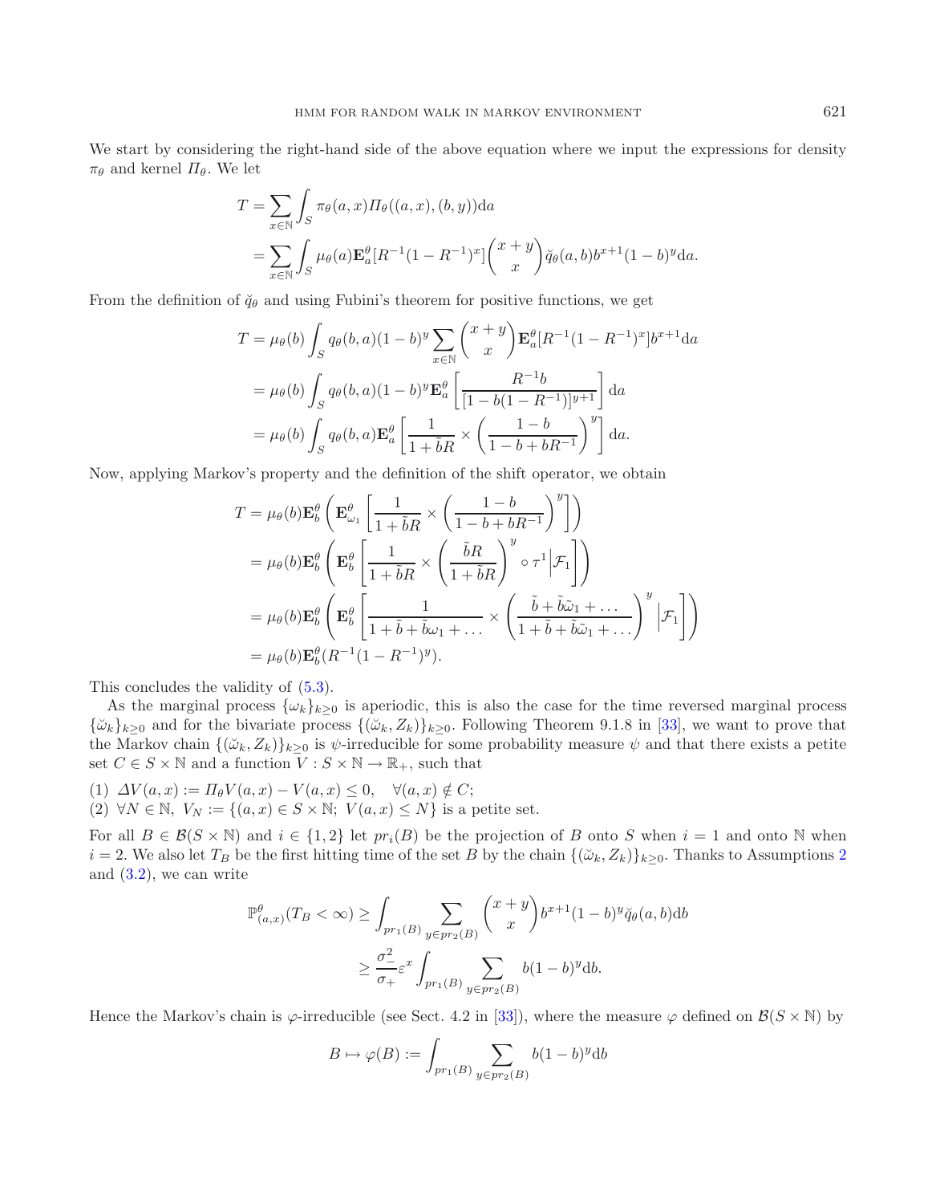We start by considering the right-hand side of the above equation where we input the expressions for density $\pi_\theta$ and kernel $\Pi_\theta$. We let

$$
\begin{aligned}
T &= \sum_{x\in\mathbb{N}} \int_S \pi_\theta(a,x)\Pi_\theta((a,x),(b,y))\mathrm{d}a \\
&= \sum_{x\in\mathbb{N}} \int_S \mu_\theta(a)\mathbf{E}_a^\theta[R^{-1}(1-R^{-1})^x]\binom{x+y}{x}\breve{q}_\theta(a,b)b^{x+1}(1-b)^y\mathrm{d}a.
\end{aligned}
$$

From the definition of $\breve{q}_\theta$ and using Fubini's theorem for positive functions, we get

$$
\begin{aligned}
T &= \mu_\theta(b)\int_S q_\theta(b,a)(1-b)^y \sum_{x\in\mathbb{N}} \binom{x+y}{x}\mathbf{E}_a^\theta[R^{-1}(1-R^{-1})^x]b^{x+1}\mathrm{d}a \\
&= \mu_\theta(b)\int_S q_\theta(b,a)(1-b)^y \mathbf{E}_a^\theta\left[\frac{R^{-1}b}{[1-b(1-R^{-1})]^{y+1}}\right]\mathrm{d}a \\
&= \mu_\theta(b)\int_S q_\theta(b,a)\mathbf{E}_a^\theta\left[\frac{1}{1+\tilde{b}R}\times\left(\frac{1-b}{1-b+bR^{-1}}\right)^y\right]\mathrm{d}a.
\end{aligned}
$$

Now, applying Markov's property and the definition of the shift operator, we obtain

$$
\begin{aligned}
T &= \mu_\theta(b)\mathbf{E}_b^\theta\left(\mathbf{E}_{\omega_1}^\theta\left[\frac{1}{1+\tilde{b}R}\times\left(\frac{1-b}{1-b+bR^{-1}}\right)^y\right]\right) \\
&= \mu_\theta(b)\mathbf{E}_b^\theta\left(\mathbf{E}_b^\theta\left[\frac{1}{1+\tilde{b}R}\times\left(\frac{\tilde{b}R}{1+\tilde{b}R}\right)^y\circ\tau^1\Big|\mathcal{F}_1\right]\right) \\
&= \mu_\theta(b)\mathbf{E}_b^\theta\left(\mathbf{E}_b^\theta\left[\frac{1}{1+\tilde{b}+\tilde{b}\omega_1+\dots}\times\left(\frac{\tilde{b}+\tilde{b}\tilde{\omega}_1+\dots}{1+\tilde{b}+\tilde{b}\tilde{\omega}_1+\dots}\right)^y\Big|\mathcal{F}_1\right]\right) \\
&= \mu_\theta(b)\mathbf{E}_b^\theta(R^{-1}(1-R^{-1})^y).
\end{aligned}
$$

This concludes the validity of (5.3).

As the marginal process $\{\omega_k\}_{k\geq 0}$ is aperiodic, this is also the case for the time reversed marginal process $\{\breve{\omega}_k\}_{k\geq 0}$ and for the bivariate process $\{(\breve{\omega}_k, Z_k)\}_{k\geq 0}$. Following Theorem 9.1.8 in [33], we want to prove that the Markov chain $\{(\breve{\omega}_k, Z_k)\}_{k\geq 0}$ is $\psi$-irreducible for some probability measure $\psi$ and that there exists a petite set $C \in S\times\mathbb{N}$ and a function $V : S\times\mathbb{N}\to\mathbb{R}_+$, such that

(1) $\Delta V(a,x) := \Pi_\theta V(a,x) - V(a,x) \leq 0, \quad \forall (a,x) \notin C;$
(2) $\forall N\in\mathbb{N},\ V_N := \{(a,x)\in S\times\mathbb{N};\ V(a,x)\leq N\}$ is a petite set.

For all $B\in\mathcal{B}(S\times\mathbb{N})$ and $i\in\{1,2\}$ let $pr_i(B)$ be the projection of $B$ onto $S$ when $i=1$ and onto $\mathbb{N}$ when $i=2$. We also let $T_B$ be the first hitting time of the set $B$ by the chain $\{(\breve{\omega}_k, Z_k)\}_{k\geq 0}$. Thanks to Assumptions 2 and (3.2), we can write

$$
\begin{aligned}
\mathbb{P}_{(a,x)}^\theta(T_B<\infty) &\geq \int_{pr_1(B)} \sum_{y\in pr_2(B)} \binom{x+y}{x} b^{x+1}(1-b)^y \breve{q}_\theta(a,b)\mathrm{d}b \\
&\geq \frac{\sigma_-^2}{\sigma_+}\varepsilon^x \int_{pr_1(B)} \sum_{y\in pr_2(B)} b(1-b)^y\mathrm{d}b.
\end{aligned}
$$

Hence the Markov's chain is $\varphi$-irreducible (see Sect. 4.2 in [33]), where the measure $\varphi$ defined on $\mathcal{B}(S\times\mathbb{N})$ by

$$
B \mapsto \varphi(B) := \int_{pr_1(B)} \sum_{y\in pr_2(B)} b(1-b)^y\mathrm{d}b
$$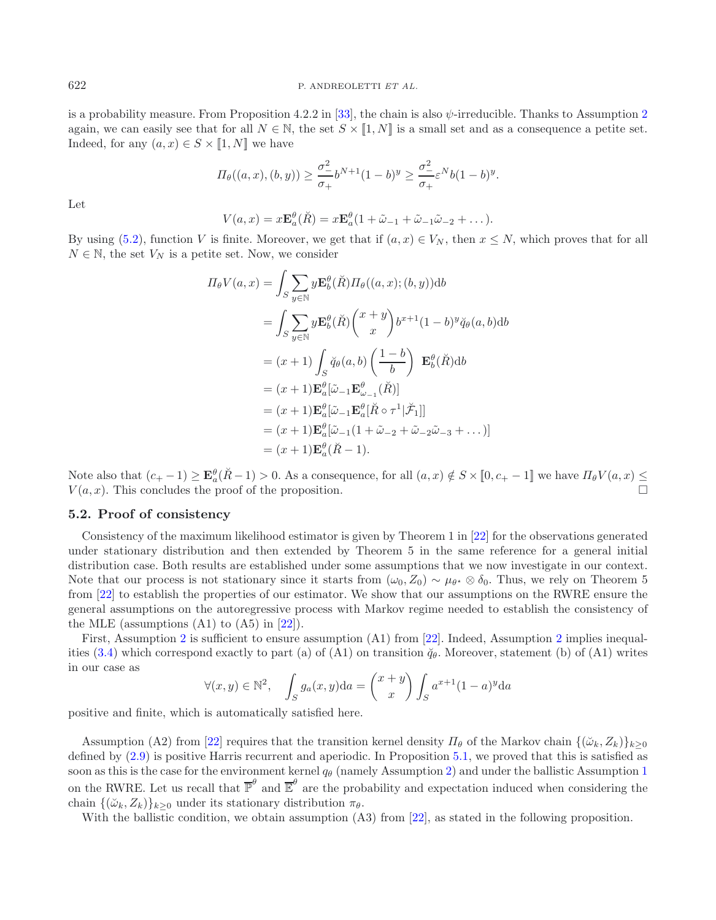is a probability measure. From Proposition 4.2.2 in [33], the chain is also $\psi$-irreducible. Thanks to Assumption 2 again, we can easily see that for all $N \in \mathbb{N}$, the set $S \times [\![1, N]\!]$ is a small set and as a consequence a petite set. Indeed, for any $(a, x) \in S \times [\![1, N]\!]$ we have

$$\Pi_\theta((a,x),(b,y)) \geq \frac{\sigma_-^2}{\sigma_+} b^{N+1}(1-b)^y \geq \frac{\sigma_-^2}{\sigma_+} \varepsilon^N b(1-b)^y.$$

Let

$$V(a,x) = x\mathbf{E}_a^\theta(\breve{R}) = x\mathbf{E}_a^\theta(1 + \tilde{\omega}_{-1} + \tilde{\omega}_{-1}\tilde{\omega}_{-2} + \dots).$$

By using (5.2), function $V$ is finite. Moreover, we get that if $(a, x) \in V_N$, then $x \leq N$, which proves that for all $N \in \mathbb{N}$, the set $V_N$ is a petite set. Now, we consider

$$\begin{aligned}
\Pi_\theta V(a,x) &= \int_S \sum_{y\in\mathbb{N}} y\mathbf{E}_b^\theta(\breve{R})\Pi_\theta((a,x);(b,y))\mathrm{d}b \\
&= \int_S \sum_{y\in\mathbb{N}} y\mathbf{E}_b^\theta(\breve{R})\binom{x+y}{x} b^{x+1}(1-b)^y \breve{q}_\theta(a,b)\mathrm{d}b \\
&= (x+1)\int_S \breve{q}_\theta(a,b)\left(\frac{1-b}{b}\right)\ \mathbf{E}_b^\theta(\breve{R})\mathrm{d}b \\
&= (x+1)\mathbf{E}_a^\theta[\tilde{\omega}_{-1}\mathbf{E}_{\omega_{-1}}^\theta(\breve{R})] \\
&= (x+1)\mathbf{E}_a^\theta[\tilde{\omega}_{-1}\mathbf{E}_a^\theta[\breve{R}\circ\tau^1|\breve{\mathcal{F}}_1]] \\
&= (x+1)\mathbf{E}_a^\theta[\tilde{\omega}_{-1}(1+\tilde{\omega}_{-2}+\tilde{\omega}_{-2}\tilde{\omega}_{-3}+\dots)] \\
&= (x+1)\mathbf{E}_a^\theta(\breve{R}-1).
\end{aligned}$$

Note also that $(c_+ - 1) \geq \mathbf{E}_a^\theta(\breve{R}-1) > 0$. As a consequence, for all $(a,x) \notin S \times [\![0, c_+ - 1]\!]$ we have $\Pi_\theta V(a,x) \leq V(a,x)$. This concludes the proof of the proposition. □

### 5.2. Proof of consistency

Consistency of the maximum likelihood estimator is given by Theorem 1 in [22] for the observations generated under stationary distribution and then extended by Theorem 5 in the same reference for a general initial distribution case. Both results are established under some assumptions that we now investigate in our context. Note that our process is not stationary since it starts from $(\omega_0, Z_0) \sim \mu_{\theta^\star} \otimes \delta_0$. Thus, we rely on Theorem 5 from [22] to establish the properties of our estimator. We show that our assumptions on the RWRE ensure the general assumptions on the autoregressive process with Markov regime needed to establish the consistency of the MLE (assumptions (A1) to (A5) in [22]).

First, Assumption 2 is sufficient to ensure assumption (A1) from [22]. Indeed, Assumption 2 implies inequalities (3.4) which correspond exactly to part (a) of (A1) on transition $\breve{q}_\theta$. Moreover, statement (b) of (A1) writes in our case as

$$\forall (x,y) \in \mathbb{N}^2, \quad \int_S g_a(x,y)\mathrm{d}a = \binom{x+y}{x}\int_S a^{x+1}(1-a)^y \mathrm{d}a$$

positive and finite, which is automatically satisfied here.

Assumption (A2) from [22] requires that the transition kernel density $\Pi_\theta$ of the Markov chain $\{(\breve{\omega}_k, Z_k)\}_{k\geq 0}$ defined by (2.9) is positive Harris recurrent and aperiodic. In Proposition 5.1, we proved that this is satisfied as soon as this is the case for the environment kernel $q_\theta$ (namely Assumption 2) and under the ballistic Assumption 1 on the RWRE. Let us recall that $\overline{\mathbb{P}}^\theta$ and $\overline{\mathbb{E}}^\theta$ are the probability and expectation induced when considering the chain $\{(\breve{\omega}_k, Z_k)\}_{k\geq 0}$ under its stationary distribution $\pi_\theta$.

With the ballistic condition, we obtain assumption (A3) from [22], as stated in the following proposition.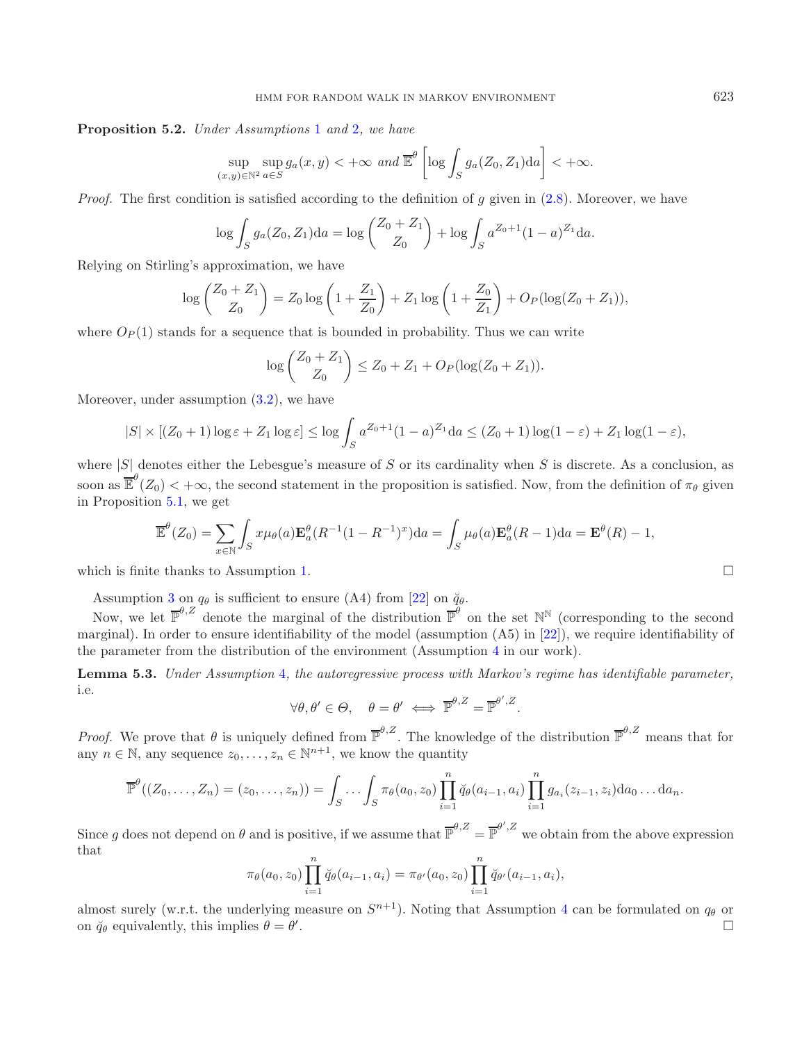**Proposition 5.2.** *Under Assumptions 1 and 2, we have*

$$\sup_{(x,y)\in\mathbb{N}^2} \sup_{a\in S} g_a(x,y) < +\infty \text{ and } \overline{\mathbb{E}}^{\theta}\left[\log \int_S g_a(Z_0, Z_1)\mathrm{d}a\right] < +\infty.$$

*Proof.* The first condition is satisfied according to the definition of $g$ given in (2.8). Moreover, we have

$$\log \int_S g_a(Z_0, Z_1)\mathrm{d}a = \log \binom{Z_0 + Z_1}{Z_0} + \log \int_S a^{Z_0+1}(1-a)^{Z_1}\mathrm{d}a.$$

Relying on Stirling's approximation, we have

$$\log \binom{Z_0 + Z_1}{Z_0} = Z_0 \log\left(1 + \frac{Z_1}{Z_0}\right) + Z_1 \log\left(1 + \frac{Z_0}{Z_1}\right) + O_P(\log(Z_0 + Z_1)),$$

where $O_P(1)$ stands for a sequence that is bounded in probability. Thus we can write

$$\log \binom{Z_0 + Z_1}{Z_0} \leq Z_0 + Z_1 + O_P(\log(Z_0 + Z_1)).$$

Moreover, under assumption (3.2), we have

$$|S| \times [(Z_0 + 1)\log\varepsilon + Z_1 \log\varepsilon] \leq \log \int_S a^{Z_0+1}(1-a)^{Z_1}\mathrm{d}a \leq (Z_0 + 1)\log(1-\varepsilon) + Z_1 \log(1-\varepsilon),$$

where $|S|$ denotes either the Lebesgue's measure of $S$ or its cardinality when $S$ is discrete. As a conclusion, as soon as $\overline{\mathbb{E}}^{\theta}(Z_0) < +\infty$, the second statement in the proposition is satisfied. Now, from the definition of $\pi_\theta$ given in Proposition 5.1, we get

$$\overline{\mathbb{E}}^{\theta}(Z_0) = \sum_{x\in\mathbb{N}} \int_S x\mu_\theta(a)\mathbf{E}_a^{\theta}(R^{-1}(1-R^{-1})^x)\mathrm{d}a = \int_S \mu_\theta(a)\mathbf{E}_a^{\theta}(R-1)\mathrm{d}a = \mathbf{E}^{\theta}(R) - 1,$$

which is finite thanks to Assumption 1. $\square$

Assumption 3 on $q_\theta$ is sufficient to ensure (A4) from [22] on $\breve{q}_\theta$.

Now, we let $\overline{\mathbb{P}}^{\theta,Z}$ denote the marginal of the distribution $\overline{\mathbb{P}}^{\theta}$ on the set $\mathbb{N}^{\mathbb{N}}$ (corresponding to the second marginal). In order to ensure identifiability of the model (assumption (A5) in [22]), we require identifiability of the parameter from the distribution of the environment (Assumption 4 in our work).

**Lemma 5.3.** *Under Assumption 4, the autoregressive process with Markov's regime has identifiable parameter,* i.e.

$$\forall \theta, \theta' \in \Theta, \quad \theta = \theta' \iff \overline{\mathbb{P}}^{\theta,Z} = \overline{\mathbb{P}}^{\theta',Z}.$$

*Proof.* We prove that $\theta$ is uniquely defined from $\overline{\mathbb{P}}^{\theta,Z}$. The knowledge of the distribution $\overline{\mathbb{P}}^{\theta,Z}$ means that for any $n \in \mathbb{N}$, any sequence $z_0, \dots, z_n \in \mathbb{N}^{n+1}$, we know the quantity

$$\overline{\mathbb{P}}^{\theta}((Z_0, \dots, Z_n) = (z_0, \dots, z_n)) = \int_S \dots \int_S \pi_\theta(a_0, z_0) \prod_{i=1}^{n} \breve{q}_\theta(a_{i-1}, a_i) \prod_{i=1}^{n} g_{a_i}(z_{i-1}, z_i)\mathrm{d}a_0 \dots \mathrm{d}a_n.$$

Since $g$ does not depend on $\theta$ and is positive, if we assume that $\overline{\mathbb{P}}^{\theta,Z} = \overline{\mathbb{P}}^{\theta',Z}$ we obtain from the above expression that

$$\pi_\theta(a_0, z_0) \prod_{i=1}^{n} \breve{q}_\theta(a_{i-1}, a_i) = \pi_{\theta'}(a_0, z_0) \prod_{i=1}^{n} \breve{q}_{\theta'}(a_{i-1}, a_i),$$

almost surely (w.r.t. the underlying measure on $S^{n+1}$). Noting that Assumption 4 can be formulated on $q_\theta$ or on $\breve{q}_\theta$ equivalently, this implies $\theta = \theta'$. $\square$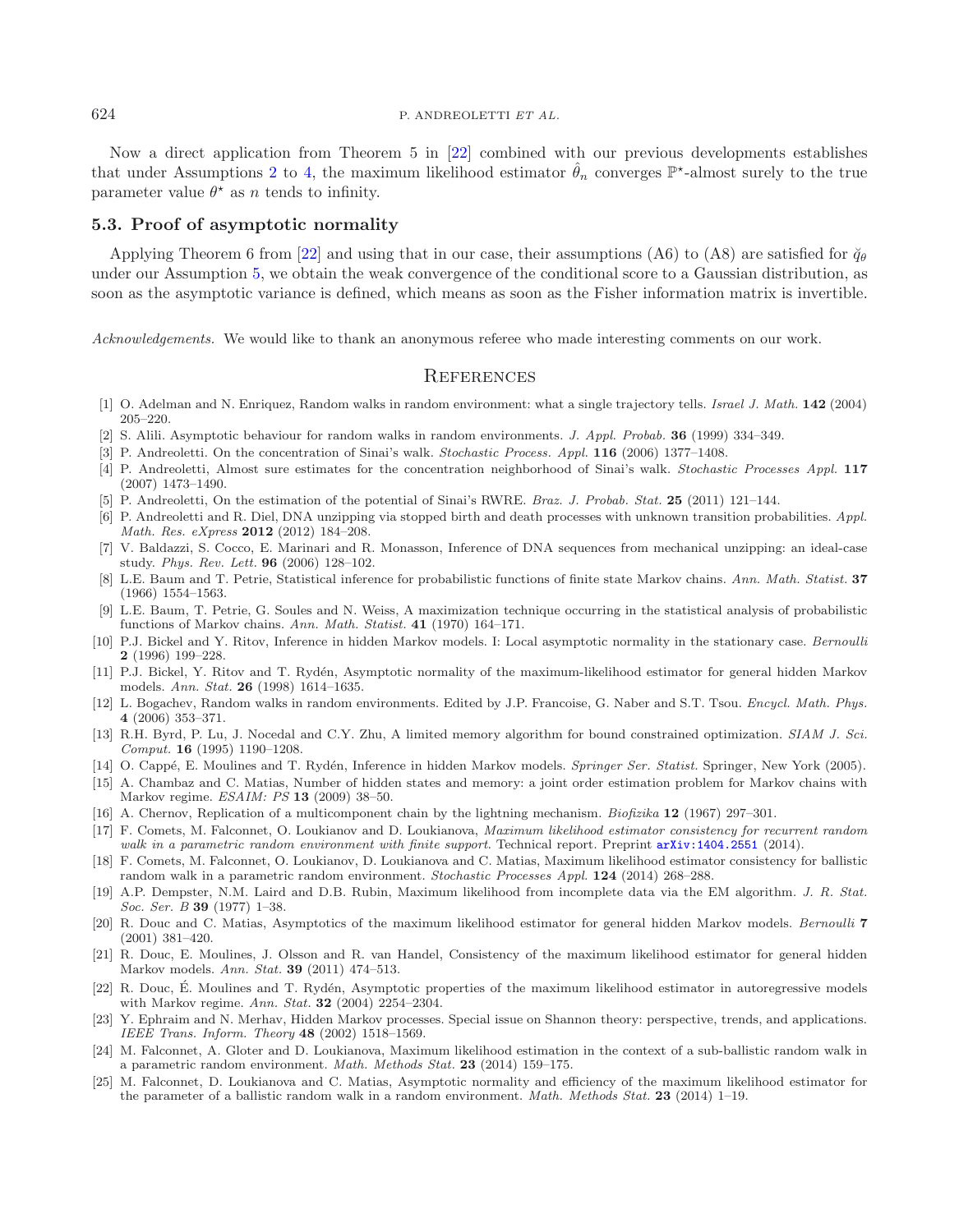Now a direct application from Theorem 5 in [22] combined with our previous developments establishes that under Assumptions 2 to 4, the maximum likelihood estimator $\hat{\theta}_n$ converges $\mathbb{P}^\star$-almost surely to the true parameter value $\theta^\star$ as $n$ tends to infinity.

### 5.3. Proof of asymptotic normality

Applying Theorem 6 from [22] and using that in our case, their assumptions (A6) to (A8) are satisfied for $\breve{q}_\theta$ under our Assumption 5, we obtain the weak convergence of the conditional score to a Gaussian distribution, as soon as the asymptotic variance is defined, which means as soon as the Fisher information matrix is invertible.

*Acknowledgements.* We would like to thank an anonymous referee who made interesting comments on our work.

## References

[1] O. Adelman and N. Enriquez, Random walks in random environment: what a single trajectory tells. *Israel J. Math.* **142** (2004) 205–220.

[2] S. Alili. Asymptotic behaviour for random walks in random environments. *J. Appl. Probab.* **36** (1999) 334–349.

[3] P. Andreoletti. On the concentration of Sinai's walk. *Stochastic Process. Appl.* **116** (2006) 1377–1408.

[4] P. Andreoletti, Almost sure estimates for the concentration neighborhood of Sinai's walk. *Stochastic Processes Appl.* **117** (2007) 1473–1490.

[5] P. Andreoletti, On the estimation of the potential of Sinai's RWRE. *Braz. J. Probab. Stat.* **25** (2011) 121–144.

[6] P. Andreoletti and R. Diel, DNA unzipping via stopped birth and death processes with unknown transition probabilities. *Appl. Math. Res. eXpress* **2012** (2012) 184–208.

[7] V. Baldazzi, S. Cocco, E. Marinari and R. Monasson, Inference of DNA sequences from mechanical unzipping: an ideal-case study. *Phys. Rev. Lett.* **96** (2006) 128–102.

[8] L.E. Baum and T. Petrie, Statistical inference for probabilistic functions of finite state Markov chains. *Ann. Math. Statist.* **37** (1966) 1554–1563.

[9] L.E. Baum, T. Petrie, G. Soules and N. Weiss, A maximization technique occurring in the statistical analysis of probabilistic functions of Markov chains. *Ann. Math. Statist.* **41** (1970) 164–171.

[10] P.J. Bickel and Y. Ritov, Inference in hidden Markov models. I: Local asymptotic normality in the stationary case. *Bernoulli* **2** (1996) 199–228.

[11] P.J. Bickel, Y. Ritov and T. Rydén, Asymptotic normality of the maximum-likelihood estimator for general hidden Markov models. *Ann. Stat.* **26** (1998) 1614–1635.

[12] L. Bogachev, Random walks in random environments. Edited by J.P. Francoise, G. Naber and S.T. Tsou. *Encycl. Math. Phys.* **4** (2006) 353–371.

[13] R.H. Byrd, P. Lu, J. Nocedal and C.Y. Zhu, A limited memory algorithm for bound constrained optimization. *SIAM J. Sci. Comput.* **16** (1995) 1190–1208.

[14] O. Cappé, E. Moulines and T. Rydén, Inference in hidden Markov models. *Springer Ser. Statist.* Springer, New York (2005).

[15] A. Chambaz and C. Matias, Number of hidden states and memory: a joint order estimation problem for Markov chains with Markov regime. *ESAIM: PS* **13** (2009) 38–50.

[16] A. Chernov, Replication of a multicomponent chain by the lightning mechanism. *Biofizika* **12** (1967) 297–301.

[17] F. Comets, M. Falconnet, O. Loukianov and D. Loukianova, *Maximum likelihood estimator consistency for recurrent random walk in a parametric random environment with finite support.* Technical report. Preprint arXiv:1404.2551 (2014).

[18] F. Comets, M. Falconnet, O. Loukianov, D. Loukianova and C. Matias, Maximum likelihood estimator consistency for ballistic random walk in a parametric random environment. *Stochastic Processes Appl.* **124** (2014) 268–288.

[19] A.P. Dempster, N.M. Laird and D.B. Rubin, Maximum likelihood from incomplete data via the EM algorithm. *J. R. Stat. Soc. Ser. B* **39** (1977) 1–38.

[20] R. Douc and C. Matias, Asymptotics of the maximum likelihood estimator for general hidden Markov models. *Bernoulli* **7** (2001) 381–420.

[21] R. Douc, E. Moulines, J. Olsson and R. van Handel, Consistency of the maximum likelihood estimator for general hidden Markov models. *Ann. Stat.* **39** (2011) 474–513.

[22] R. Douc, É. Moulines and T. Rydén, Asymptotic properties of the maximum likelihood estimator in autoregressive models with Markov regime. *Ann. Stat.* **32** (2004) 2254–2304.

[23] Y. Ephraim and N. Merhav, Hidden Markov processes. Special issue on Shannon theory: perspective, trends, and applications. *IEEE Trans. Inform. Theory* **48** (2002) 1518–1569.

[24] M. Falconnet, A. Gloter and D. Loukianova, Maximum likelihood estimation in the context of a sub-ballistic random walk in a parametric random environment. *Math. Methods Stat.* **23** (2014) 159–175.

[25] M. Falconnet, D. Loukianova and C. Matias, Asymptotic normality and efficiency of the maximum likelihood estimator for the parameter of a ballistic random walk in a random environment. *Math. Methods Stat.* **23** (2014) 1–19.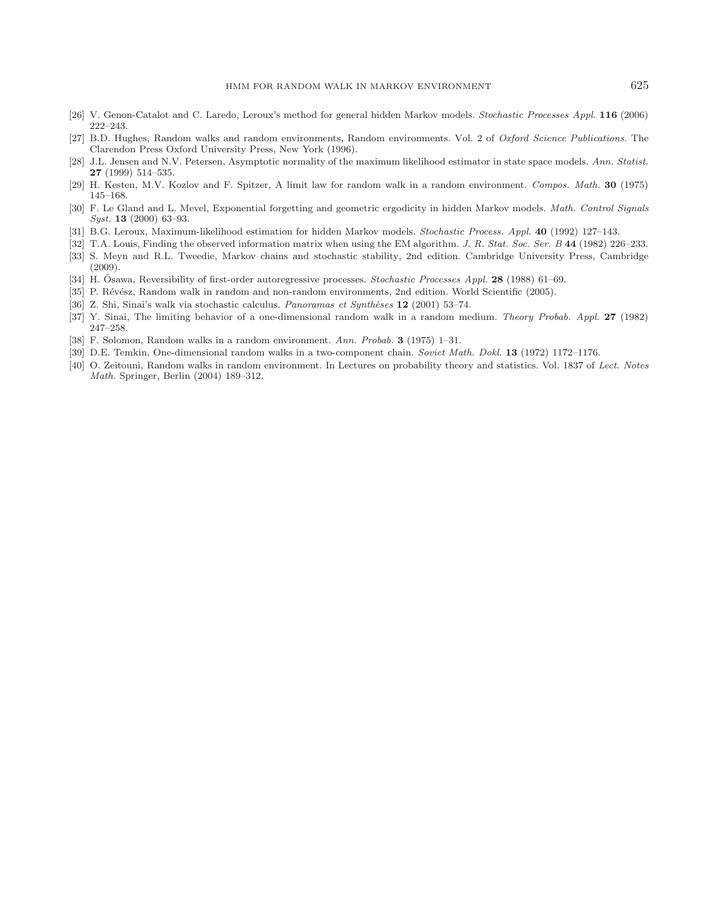[26] V. Genon-Catalot and C. Laredo, Leroux's method for general hidden Markov models. *Stochastic Processes Appl.* **116** (2006) 222–243.

[27] B.D. Hughes, Random walks and random environments, Random environments. Vol. 2 of *Oxford Science Publications*. The Clarendon Press Oxford University Press, New York (1996).

[28] J.L. Jensen and N.V. Petersen, Asymptotic normality of the maximum likelihood estimator in state space models. *Ann. Statist.* **27** (1999) 514–535.

[29] H. Kesten, M.V. Kozlov and F. Spitzer, A limit law for random walk in a random environment. *Compos. Math.* **30** (1975) 145–168.

[30] F. Le Gland and L. Mevel, Exponential forgetting and geometric ergodicity in hidden Markov models. *Math. Control Signals Syst.* **13** (2000) 63–93.

[31] B.G. Leroux, Maximum-likelihood estimation for hidden Markov models. *Stochastic Process. Appl.* **40** (1992) 127–143.

[32] T.A. Louis, Finding the observed information matrix when using the EM algorithm. *J. R. Stat. Soc. Ser. B* **44** (1982) 226–233.

[33] S. Meyn and R.L. Tweedie, Markov chains and stochastic stability, 2nd edition. Cambridge University Press, Cambridge (2009).

[34] H. Ōsawa, Reversibility of first-order autoregressive processes. *Stochastic Processes Appl.* **28** (1988) 61–69.

[35] P. Révész, Random walk in random and non-random environments, 2nd edition. World Scientific (2005).

[36] Z. Shi, Sinai's walk via stochastic calculus. *Panoramas et Synthèses* **12** (2001) 53–74.

[37] Y. Sinai, The limiting behavior of a one-dimensional random walk in a random medium. *Theory Probab. Appl.* **27** (1982) 247–258.

[38] F. Solomon, Random walks in a random environment. *Ann. Probab.* **3** (1975) 1–31.

[39] D.E. Temkin, One-dimensional random walks in a two-component chain. *Soviet Math. Dokl.* **13** (1972) 1172–1176.

[40] O. Zeitouni, Random walks in random environment. In Lectures on probability theory and statistics. Vol. 1837 of *Lect. Notes Math.* Springer, Berlin (2004) 189–312.